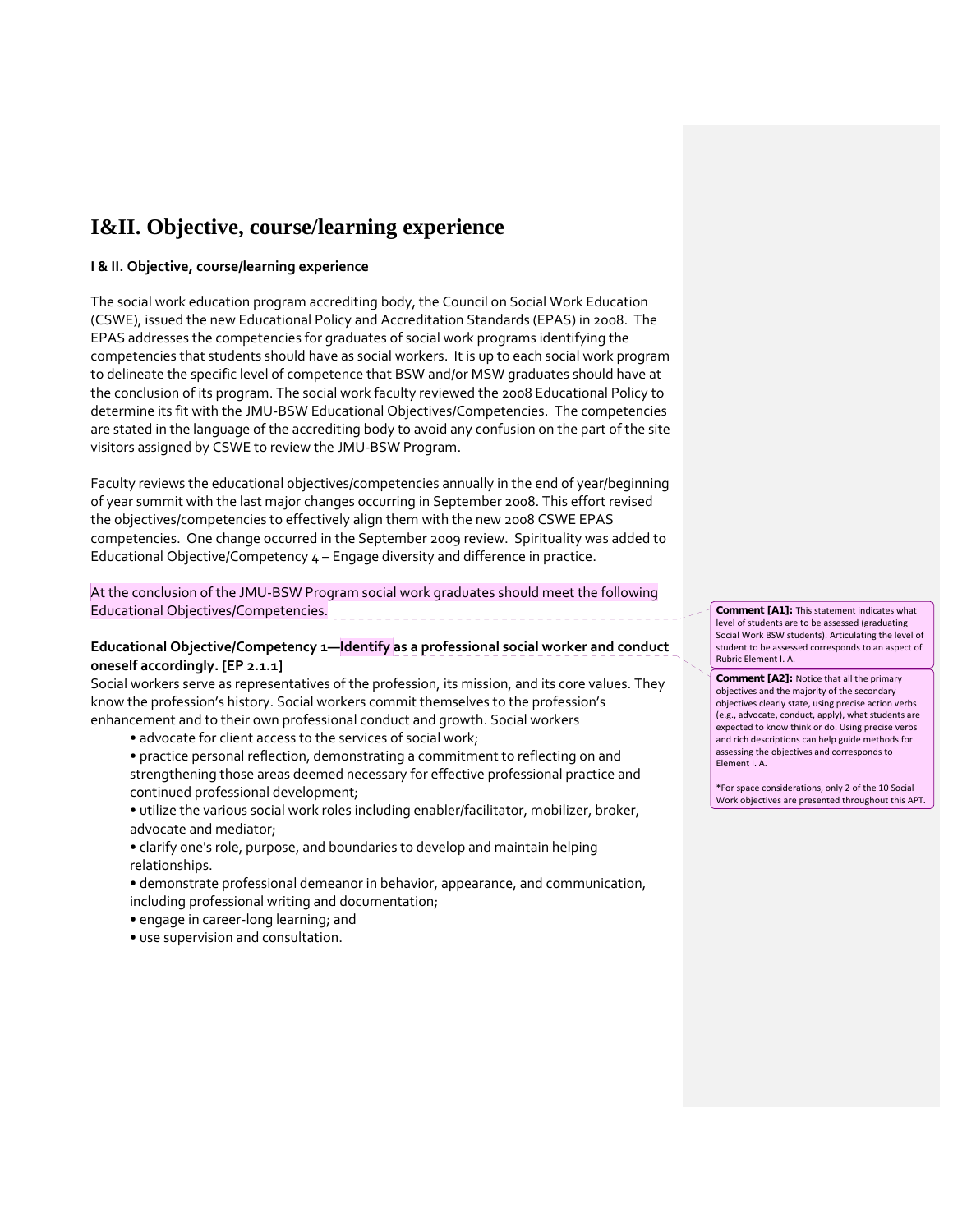# I&II. Objective, course/learning experience

**I & II. Objective, course/learning experience**

The social work education program accrediting body, the Council on Social Work Education (CSWE), issued the new Educational Policy and Accreditation Standards (EPAS) in 2008. The EPAS addresses the competencies for graduates of social work programs identifying the competencies that students should have as social workers. It is up to each social work program to delineate the specific level of competence that BSW and/or MSW graduates should have at the conclusion of its program. The social work faculty reviewed the 2008 Educational Policy to determine its fit with the JMU-BSW Educational Objectives/Competencies. The competencies are stated in the language of the accrediting body to avoid any confusion on the part of the site visitors assigned by CSWE to review the JMU-BSW Program.

Faculty reviews the educational objectives/competencies annually in the end of year/beginning of year summit with the last major changes occurring in September 2008. This effort revised the objectives/competencies to effectively align them with the new 2008 CSWE EPAS competencies. One change occurred in the September 2009 review. Spirituality was added to Educational Objective/Competency 4 – Engage diversity and difference in practice.

At the conclusion of the JMU-BSW Program social work graduates should meet the following Educational Objectives/Competencies.

**Educational Objective/Competency 1—Identify as a professional social worker and conduct oneself accordingly. [EP 2.1.1]**

Social workers serve as representatives of the profession, its mission, and its core values. They know the profession's history. Social workers commit themselves to the profession's enhancement and to their own professional conduct and growth. Social workers

- advocate for client access to the services of social work;
- practice personal reflection, demonstrating a commitment to reflecting on and strengthening those areas deemed necessary for effective professional practice and continued professional development;
- utilize the various social work roles including enabler/facilitator, mobilizer, broker, advocate and mediator;
- clarify one's role, purpose, and boundaries to develop and maintain helping relationships.
- demonstrate professional demeanor in behavior, appearance, and communication, including professional writing and documentation;
- engage in career-long learning; and
- use supervision and consultation.

**Comment [A1]:** This statement indicates what level of students are to be assessed (graduating Social Work BSW students). Articulating the level of student to be assessed corresponds to an aspect of Rubric Element I. A.

**Comment [A2]:** Notice that all the primary objectives and the majority of the secondary objectives clearly state, using precise action verbs (e.g., advocate, conduct, apply), what students are expected to know think or do. Using precise verbs and rich descriptions can help guide methods for assessing the objectives and corresponds to Element I. A.

*For space considerations, only 2 of the 10 Social Work objectives are presented throughout this APT.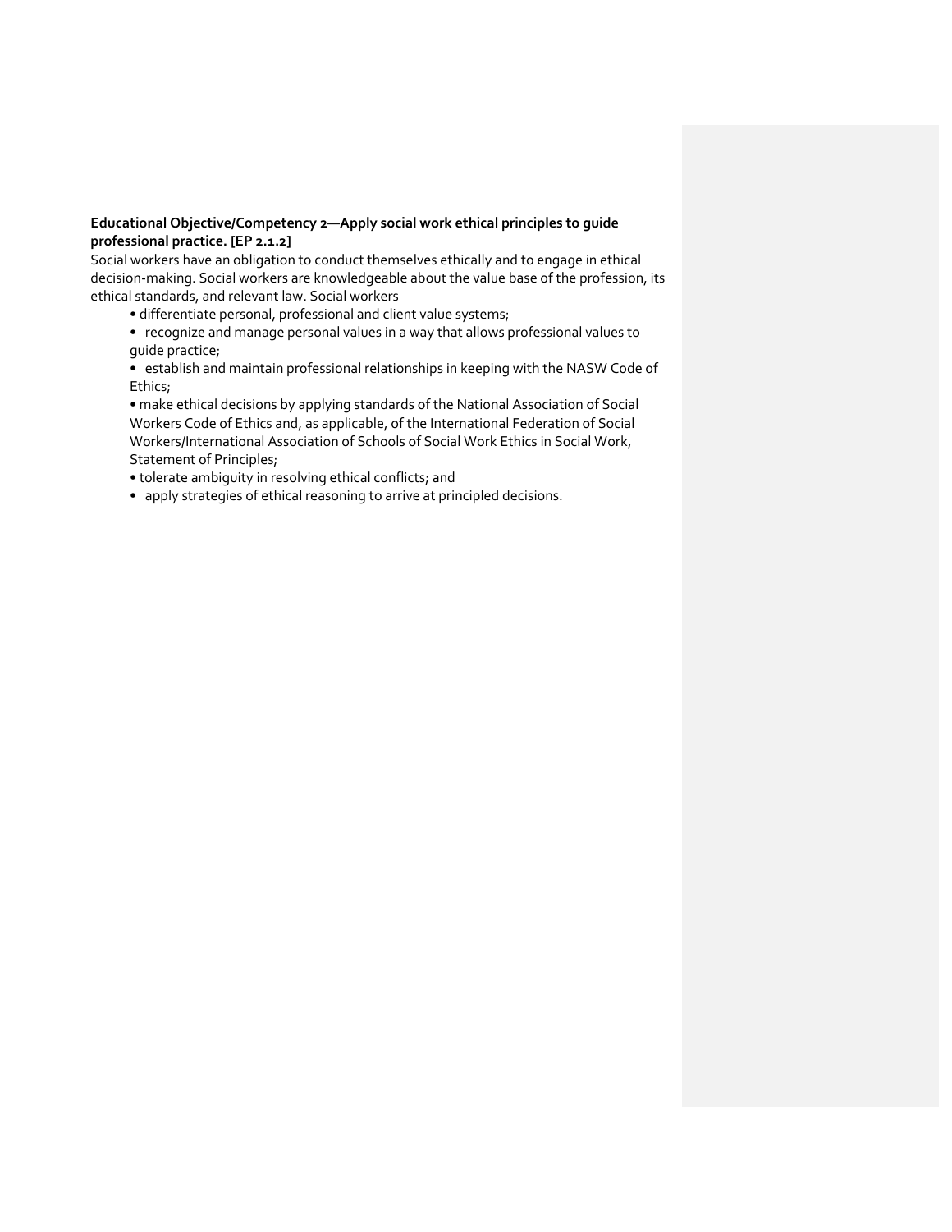**Educational Objective/Competency 2—Apply social work ethical principles to guide professional practice. [EP 2.1.2]**

Social workers have an obligation to conduct themselves ethically and to engage in ethical decision-making. Social workers are knowledgeable about the value base of the profession, its ethical standards, and relevant law. Social workers

- differentiate personal, professional and client value systems;
- recognize and manage personal values in a way that allows professional values to guide practice;
- establish and maintain professional relationships in keeping with the NASW Code of Ethics;
- make ethical decisions by applying standards of the National Association of Social Workers Code of Ethics and, as applicable, of the International Federation of Social Workers/International Association of Schools of Social Work Ethics in Social Work, Statement of Principles;
- tolerate ambiguity in resolving ethical conflicts; and
- apply strategies of ethical reasoning to arrive at principled decisions.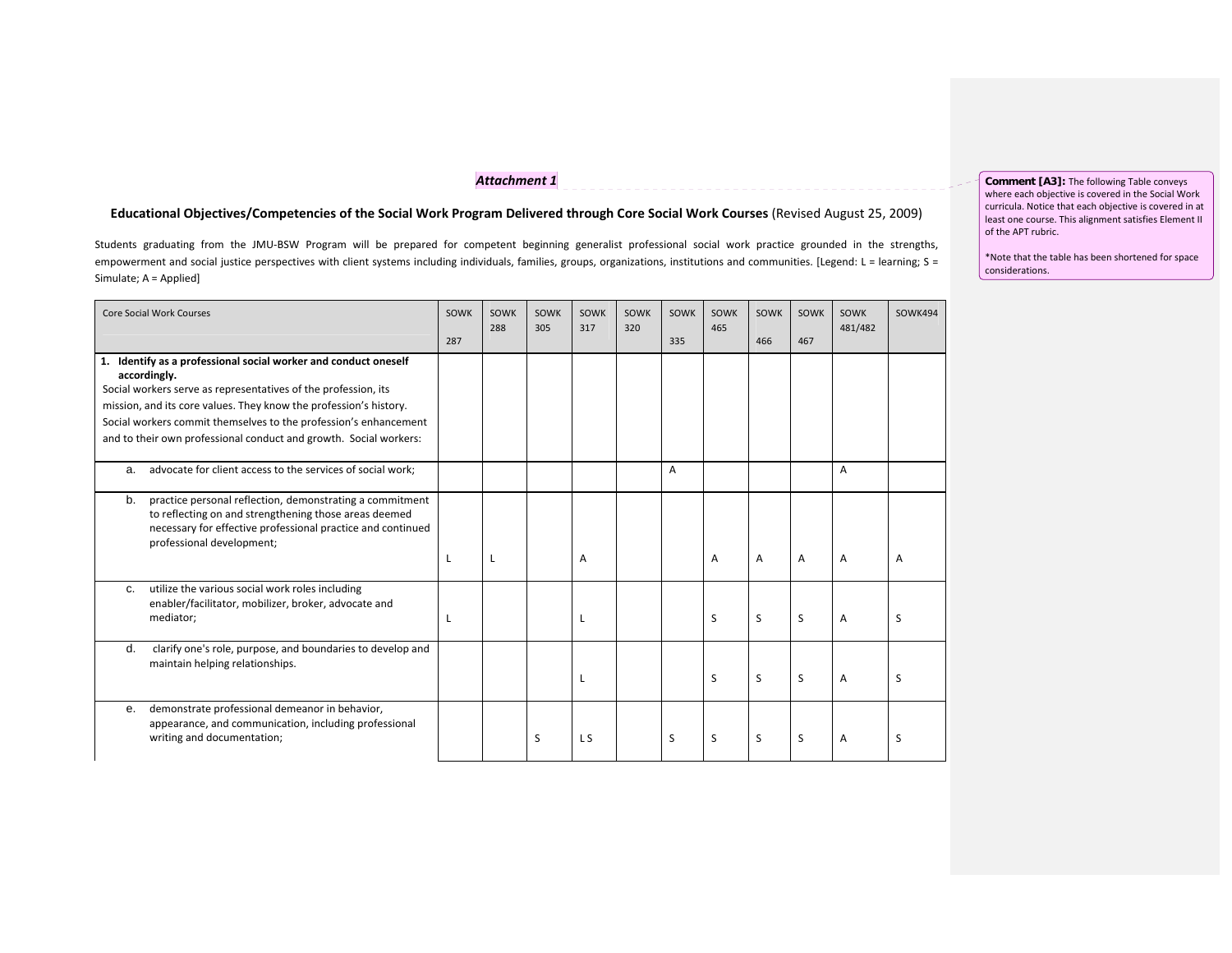*Attachment 1*

Comment [A3]: The following Table conveys where each objective is covered in the Social Work curricula. Notice that each objective is covered in at least one course. This alignment satisfies Element II of the APT rubric.

*Note that the table has been shortened for space considerations.

**Educational Objectives/Competencies of the Social Work Program Delivered through Core Social Work Courses** (Revised August 25, 2009)

Students graduating from the JMU-BSW Program will be prepared for competent beginning generalist professional social work practice grounded in the strengths, empowerment and social justice perspectives with client systems including individuals, families, groups, organizations, institutions and communities. [Legend: L = learning; S = Simulate; A = Applied]

| Core Social Work Courses | SOWK 287 | SOWK 288 | SOWK 305 | SOWK 317 | SOWK 320 | SOWK 335 | SOWK 465 | SOWK 466 | SOWK 467 | SOWK 481/482 | SOWK494 |
|---|---|---|---|---|---|---|---|---|---|---|---|
| **1. Identify as a professional social worker and conduct oneself accordingly.** Social workers serve as representatives of the profession, its mission, and its core values. They know the profession's history. Social workers commit themselves to the profession's enhancement and to their own professional conduct and growth. Social workers: | | | | | | | | | | | |
| a. advocate for client access to the services of social work; | | | | | | A | | | | A | |
| b. practice personal reflection, demonstrating a commitment to reflecting on and strengthening those areas deemed necessary for effective professional practice and continued professional development; | L | L | | A | | | A | A | A | A | A |
| c. utilize the various social work roles including enabler/facilitator, mobilizer, broker, advocate and mediator; | L | | | L | | | S | S | S | A | S |
| d. clarify one's role, purpose, and boundaries to develop and maintain helping relationships. | | | | L | | | S | S | S | A | S |
| e. demonstrate professional demeanor in behavior, appearance, and communication, including professional writing and documentation; | | | S | L S | | S | S | S | S | A | S |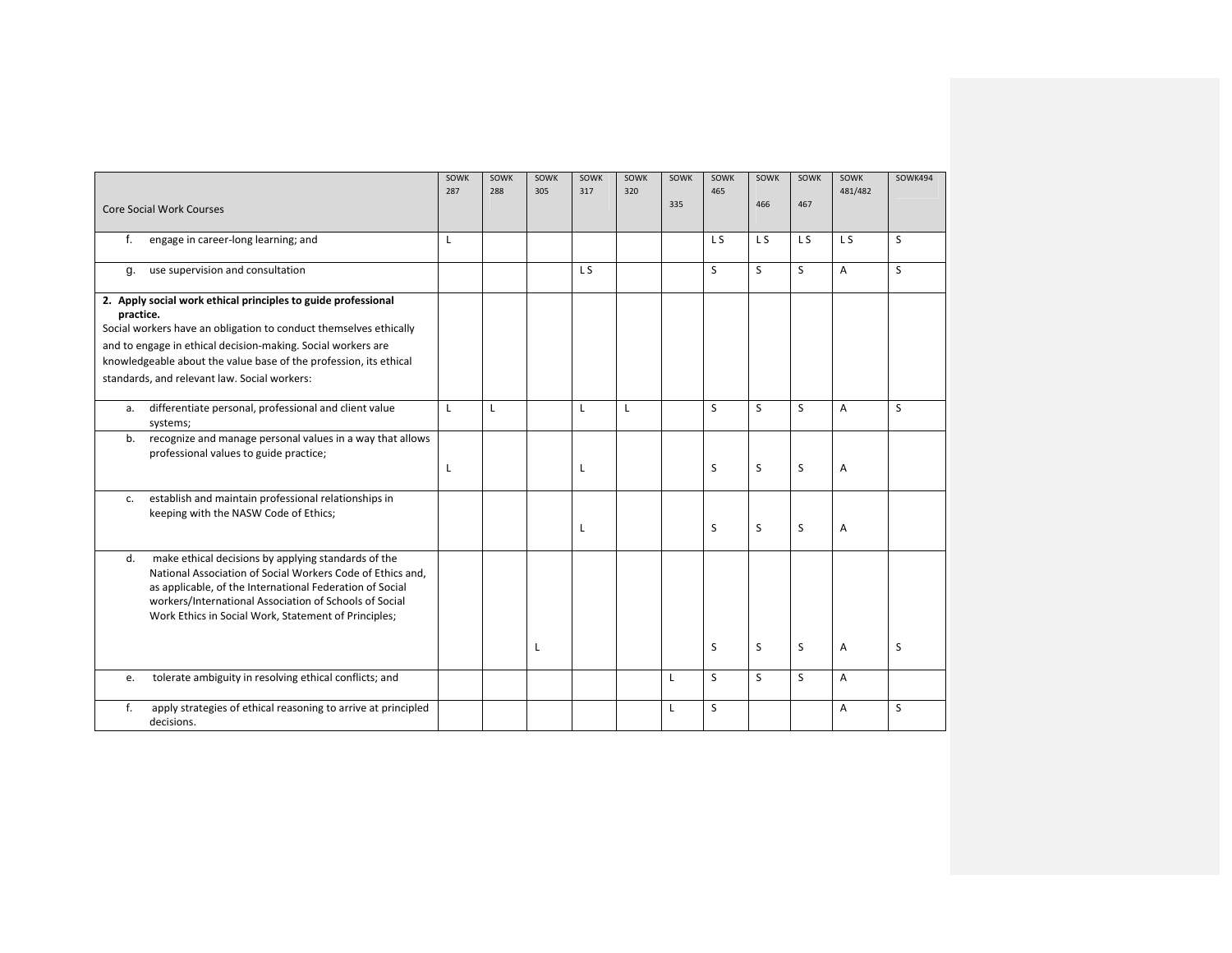| Core Social Work Courses | SOWK 287 | SOWK 288 | SOWK 305 | SOWK 317 | SOWK 320 | SOWK 335 | SOWK 465 | SOWK 466 | SOWK 467 | SOWK 481/482 | SOWK494 |
|---|---|---|---|---|---|---|---|---|---|---|---|
| f. engage in career-long learning; and | L | | | | | | L S | L S | L S | L S | S |
| g. use supervision and consultation | | | | L S | | | S | S | S | A | S |
| **2. Apply social work ethical principles to guide professional practice.** Social workers have an obligation to conduct themselves ethically and to engage in ethical decision-making. Social workers are knowledgeable about the value base of the profession, its ethical standards, and relevant law. Social workers: | | | | | | | | | | | |
| a. differentiate personal, professional and client value systems; | L | L | | L | L | | S | S | S | A | S |
| b. recognize and manage personal values in a way that allows professional values to guide practice; | L | | | L | | | S | S | S | A | |
| c. establish and maintain professional relationships in keeping with the NASW Code of Ethics; | | | | L | | | S | S | S | A | |
| d. make ethical decisions by applying standards of the National Association of Social Workers Code of Ethics and, as applicable, of the International Federation of Social workers/International Association of Schools of Social Work Ethics in Social Work, Statement of Principles; | | | L | | | | S | S | S | A | S |
| e. tolerate ambiguity in resolving ethical conflicts; and | | | | | | L | S | S | S | A | |
| f. apply strategies of ethical reasoning to arrive at principled decisions. | | | | | | L | S | | | A | S |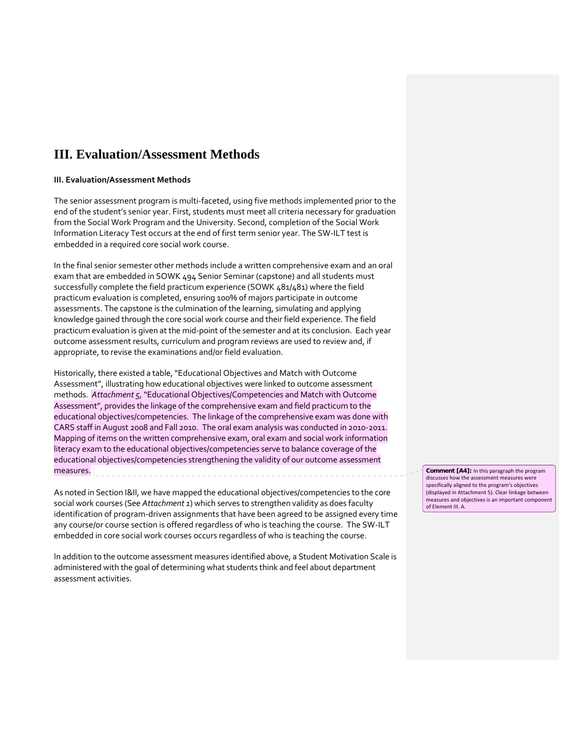# III. Evaluation/Assessment Methods

**III. Evaluation/Assessment Methods**

The senior assessment program is multi-faceted, using five methods implemented prior to the end of the student's senior year. First, students must meet all criteria necessary for graduation from the Social Work Program and the University. Second, completion of the Social Work Information Literacy Test occurs at the end of first term senior year. The SW-ILT test is embedded in a required core social work course.

In the final senior semester other methods include a written comprehensive exam and an oral exam that are embedded in SOWK 494 Senior Seminar (capstone) and all students must successfully complete the field practicum experience (SOWK 481/481) where the field practicum evaluation is completed, ensuring 100% of majors participate in outcome assessments. The capstone is the culmination of the learning, simulating and applying knowledge gained through the core social work course and their field experience. The field practicum evaluation is given at the mid-point of the semester and at its conclusion. Each year outcome assessment results, curriculum and program reviews are used to review and, if appropriate, to revise the examinations and/or field evaluation.

Historically, there existed a table, "Educational Objectives and Match with Outcome Assessment", illustrating how educational objectives were linked to outcome assessment methods. *Attachment 5*, "Educational Objectives/Competencies and Match with Outcome Assessment", provides the linkage of the comprehensive exam and field practicum to the educational objectives/competencies. The linkage of the comprehensive exam was done with CARS staff in August 2008 and Fall 2010. The oral exam analysis was conducted in 2010-2011. Mapping of items on the written comprehensive exam, oral exam and social work information literacy exam to the educational objectives/competencies serve to balance coverage of the educational objectives/competencies strengthening the validity of our outcome assessment measures.

**Comment [A4]:** In this paragraph the program discusses how the assessment measures were specifically aligned to the program's objectives (displayed in Attachment 5). Clear linkage between measures and objectives is an important component of Element III. A.

As noted in Section I&II, we have mapped the educational objectives/competencies to the core social work courses (See *Attachment 1*) which serves to strengthen validity as does faculty identification of program-driven assignments that have been agreed to be assigned every time any course/course section is offered regardless of who is teaching the course. The SW-ILT embedded in core social work courses occurs regardless of who is teaching the course.

In addition to the outcome assessment measures identified above, a Student Motivation Scale is administered with the goal of determining what students think and feel about department assessment activities.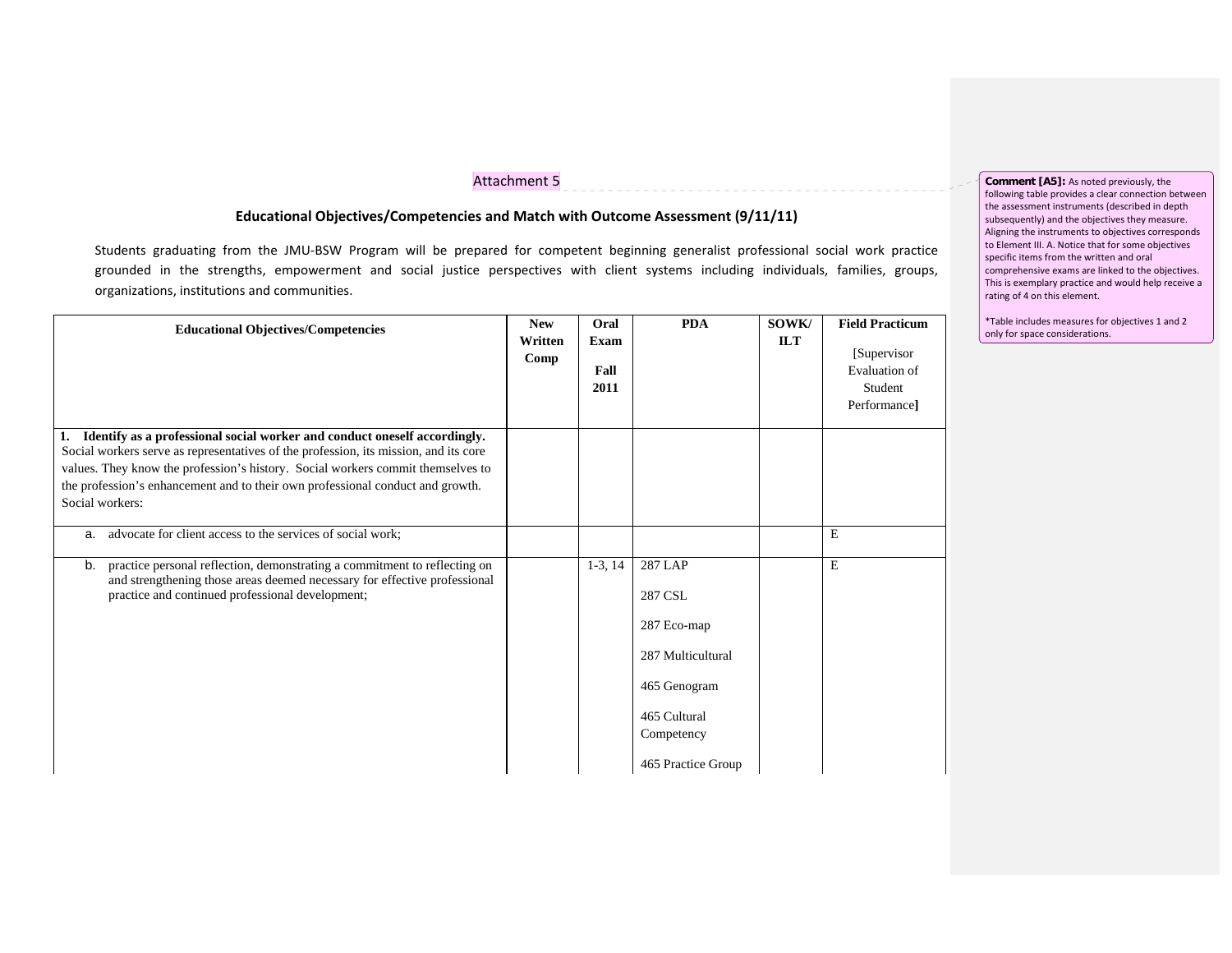Attachment 5

**Educational Objectives/Competencies and Match with Outcome Assessment (9/11/11)**

Students graduating from the JMU-BSW Program will be prepared for competent beginning generalist professional social work practice grounded in the strengths, empowerment and social justice perspectives with client systems including individuals, families, groups, organizations, institutions and communities.

| Educational Objectives/Competencies | New Written Comp | Oral Exam Fall 2011 | PDA | SOWK/ ILT | Field Practicum [Supervisor Evaluation of Student Performance] |
|---|---|---|---|---|---|
| **1. Identify as a professional social worker and conduct oneself accordingly.** Social workers serve as representatives of the profession, its mission, and its core values. They know the profession's history. Social workers commit themselves to the profession's enhancement and to their own professional conduct and growth. Social workers: | | | | | |
| a. advocate for client access to the services of social work; | | | | | E |
| b. practice personal reflection, demonstrating a commitment to reflecting on and strengthening those areas deemed necessary for effective professional practice and continued professional development; | | 1-3, 14 | 287 LAP<br>287 CSL<br>287 Eco-map<br>287 Multicultural<br>465 Genogram<br>465 Cultural Competency<br>465 Practice Group | | E |

**Comment [A5]:** As noted previously, the following table provides a clear connection between the assessment instruments (described in depth subsequently) and the objectives they measure. Aligning the instruments to objectives corresponds to Element III. A. Notice that for some objectives specific items from the written and oral comprehensive exams are linked to the objectives. This is exemplary practice and would help receive a rating of 4 on this element.

*Table includes measures for objectives 1 and 2 only for space considerations.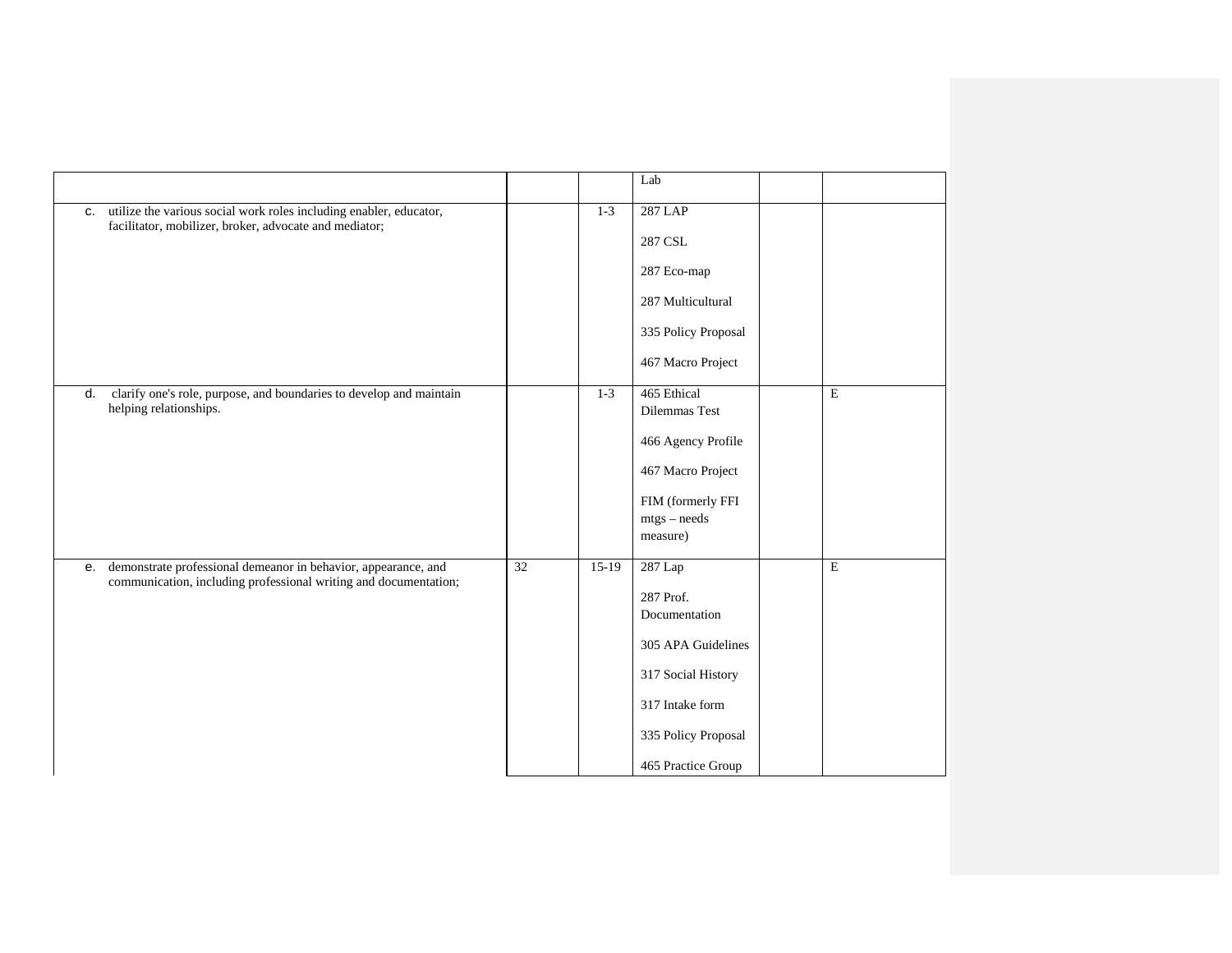| | | | | | |
|---|---|---|---|---|---|
| | | | Lab | | |
| c. utilize the various social work roles including enabler, educator, facilitator, mobilizer, broker, advocate and mediator; | | 1-3 | 287 LAP<br><br>287 CSL<br><br>287 Eco-map<br><br>287 Multicultural<br><br>335 Policy Proposal<br><br>467 Macro Project | | |
| d. clarify one's role, purpose, and boundaries to develop and maintain helping relationships. | | 1-3 | 465 Ethical Dilemmas Test<br><br>466 Agency Profile<br><br>467 Macro Project<br><br>FIM (formerly FFI mtgs – needs measure) | | E |
| e. demonstrate professional demeanor in behavior, appearance, and communication, including professional writing and documentation; | 32 | 15-19 | 287 Lap<br><br>287 Prof. Documentation<br><br>305 APA Guidelines<br><br>317 Social History<br><br>317 Intake form<br><br>335 Policy Proposal<br><br>465 Practice Group | | E |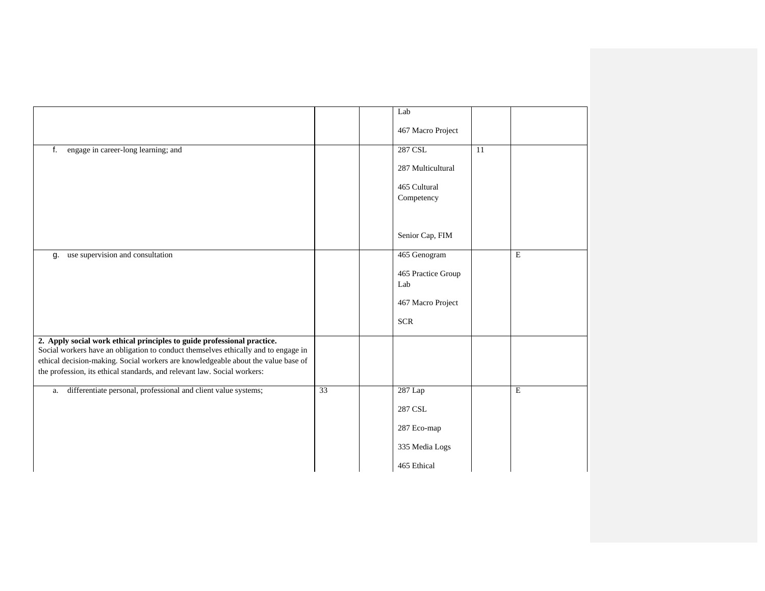| | | | | | |
|---|---|---|---|---|---|
| | | | Lab<br><br>467 Macro Project | | |
| f. engage in career-long learning; and | | | 287 CSL<br><br>287 Multicultural<br><br>465 Cultural Competency<br><br>Senior Cap, FIM | 11 | |
| g. use supervision and consultation | | | 465 Genogram<br><br>465 Practice Group Lab<br><br>467 Macro Project<br><br>SCR | | E |
| **2. Apply social work ethical principles to guide professional practice.** Social workers have an obligation to conduct themselves ethically and to engage in ethical decision-making. Social workers are knowledgeable about the value base of the profession, its ethical standards, and relevant law. Social workers: | | | | | |
| a. differentiate personal, professional and client value systems; | 33 | | 287 Lap<br><br>287 CSL<br><br>287 Eco-map<br><br>335 Media Logs<br><br>465 Ethical | | E |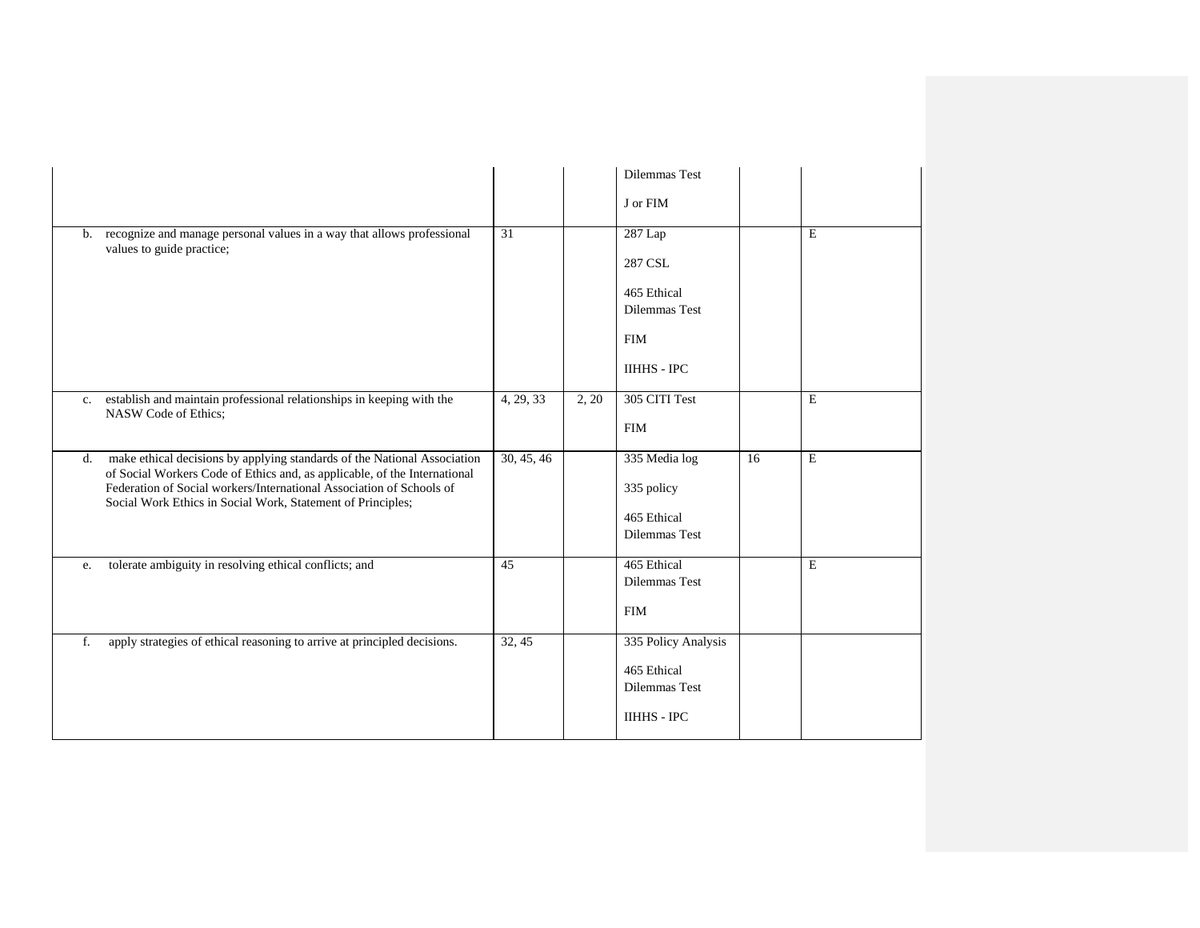| | | | | | |
|---|---|---|---|---|---|
| | | | Dilemmas Test<br><br>J or FIM | | |
| b. recognize and manage personal values in a way that allows professional values to guide practice; | 31 | | 287 Lap<br><br>287 CSL<br><br>465 Ethical Dilemmas Test<br><br>FIM<br><br>IIHHS - IPC | | E |
| c. establish and maintain professional relationships in keeping with the NASW Code of Ethics; | 4, 29, 33 | 2, 20 | 305 CITI Test<br><br>FIM | | E |
| d. make ethical decisions by applying standards of the National Association of Social Workers Code of Ethics and, as applicable, of the International Federation of Social workers/International Association of Schools of Social Work Ethics in Social Work, Statement of Principles; | 30, 45, 46 | | 335 Media log<br><br>335 policy<br><br>465 Ethical Dilemmas Test | 16 | E |
| e. tolerate ambiguity in resolving ethical conflicts; and | 45 | | 465 Ethical Dilemmas Test<br><br>FIM | | E |
| f. apply strategies of ethical reasoning to arrive at principled decisions. | 32, 45 | | 335 Policy Analysis<br><br>465 Ethical Dilemmas Test<br><br>IIHHS - IPC | | |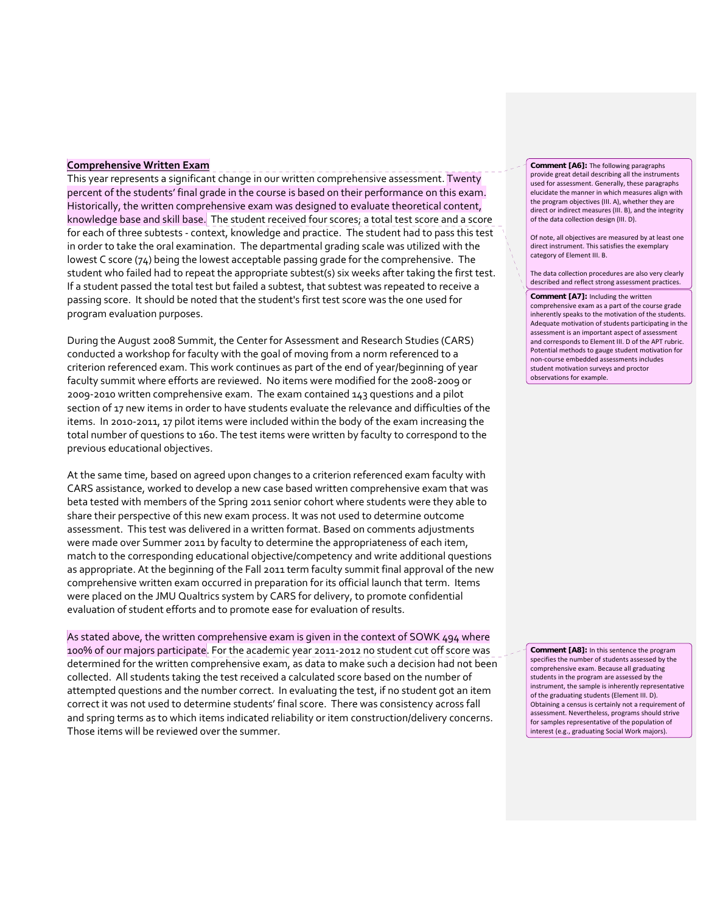**Comprehensive Written Exam**

This year represents a significant change in our written comprehensive assessment. Twenty percent of the students' final grade in the course is based on their performance on this exam. Historically, the written comprehensive exam was designed to evaluate theoretical content, knowledge base and skill base. The student received four scores; a total test score and a score for each of three subtests - context, knowledge and practice. The student had to pass this test in order to take the oral examination. The departmental grading scale was utilized with the lowest C score (74) being the lowest acceptable passing grade for the comprehensive. The student who failed had to repeat the appropriate subtest(s) six weeks after taking the first test. If a student passed the total test but failed a subtest, that subtest was repeated to receive a passing score. It should be noted that the student's first test score was the one used for program evaluation purposes.

During the August 2008 Summit, the Center for Assessment and Research Studies (CARS) conducted a workshop for faculty with the goal of moving from a norm referenced to a criterion referenced exam. This work continues as part of the end of year/beginning of year faculty summit where efforts are reviewed. No items were modified for the 2008-2009 or 2009-2010 written comprehensive exam. The exam contained 143 questions and a pilot section of 17 new items in order to have students evaluate the relevance and difficulties of the items. In 2010-2011, 17 pilot items were included within the body of the exam increasing the total number of questions to 160. The test items were written by faculty to correspond to the previous educational objectives.

At the same time, based on agreed upon changes to a criterion referenced exam faculty with CARS assistance, worked to develop a new case based written comprehensive exam that was beta tested with members of the Spring 2011 senior cohort where students were they able to share their perspective of this new exam process. It was not used to determine outcome assessment. This test was delivered in a written format. Based on comments adjustments were made over Summer 2011 by faculty to determine the appropriateness of each item, match to the corresponding educational objective/competency and write additional questions as appropriate. At the beginning of the Fall 2011 term faculty summit final approval of the new comprehensive written exam occurred in preparation for its official launch that term. Items were placed on the JMU Qualtrics system by CARS for delivery, to promote confidential evaluation of student efforts and to promote ease for evaluation of results.

As stated above, the written comprehensive exam is given in the context of SOWK 494 where 100% of our majors participate. For the academic year 2011-2012 no student cut off score was determined for the written comprehensive exam, as data to make such a decision had not been collected. All students taking the test received a calculated score based on the number of attempted questions and the number correct. In evaluating the test, if no student got an item correct it was not used to determine students' final score. There was consistency across fall and spring terms as to which items indicated reliability or item construction/delivery concerns. Those items will be reviewed over the summer.

**Comment [A6]:** The following paragraphs provide great detail describing all the instruments used for assessment. Generally, these paragraphs elucidate the manner in which measures align with the program objectives (III. A), whether they are direct or indirect measures (III. B), and the integrity of the data collection design (III. D).

Of note, all objectives are measured by at least one direct instrument. This satisfies the exemplary category of Element III. B.

The data collection procedures are also very clearly described and reflect strong assessment practices.

**Comment [A7]:** Including the written comprehensive exam as a part of the course grade inherently speaks to the motivation of the students. Adequate motivation of students participating in the assessment is an important aspect of assessment and corresponds to Element III. D of the APT rubric. Potential methods to gauge student motivation for non-course embedded assessments includes student motivation surveys and proctor observations for example.

**Comment [A8]:** In this sentence the program specifies the number of students assessed by the comprehensive exam. Because all graduating students in the program are assessed by the instrument, the sample is inherently representative of the graduating students (Element III. D). Obtaining a census is certainly not a requirement of assessment. Nevertheless, programs should strive for samples representative of the population of interest (e.g., graduating Social Work majors).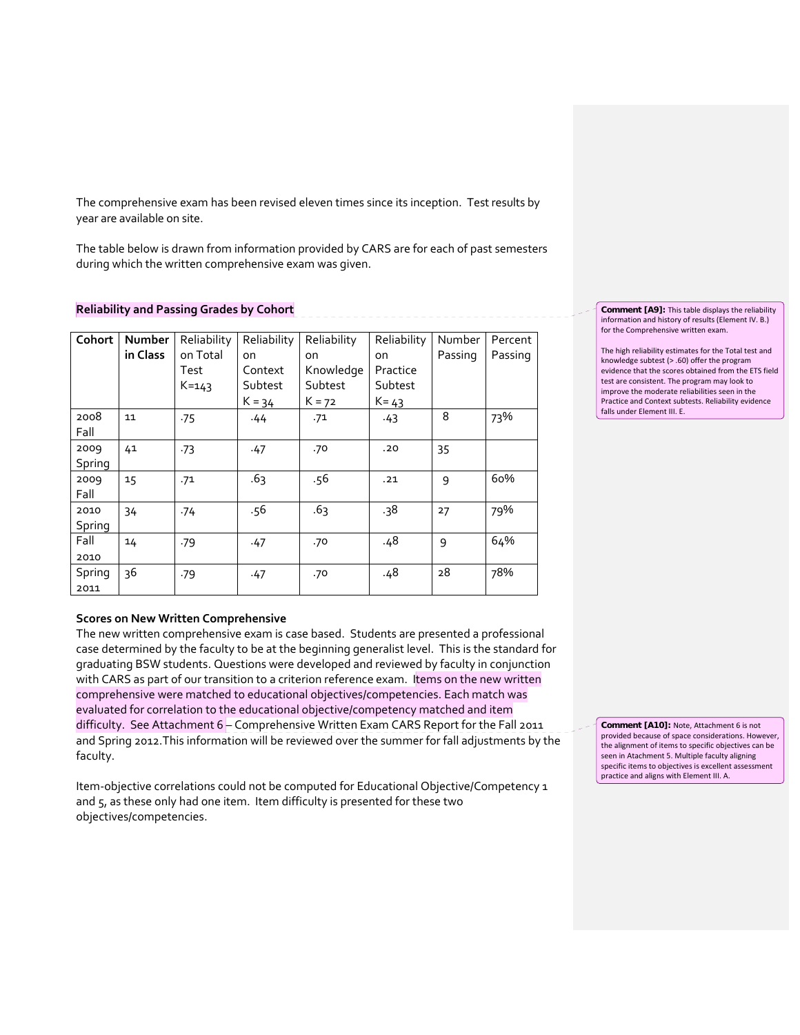The comprehensive exam has been revised eleven times since its inception. Test results by year are available on site.

The table below is drawn from information provided by CARS are for each of past semesters during which the written comprehensive exam was given.

**Reliability and Passing Grades by Cohort**

| Cohort | Number in Class | Reliability on Total Test K=143 | Reliability on Context Subtest K = 34 | Reliability on Knowledge Subtest K = 72 | Reliability on Practice Subtest K= 43 | Number Passing | Percent Passing |
|---|---|---|---|---|---|---|---|
| 2008 Fall | 11 | .75 | .44 | .71 | .43 | 8 | 73% |
| 2009 Spring | 41 | .73 | .47 | .70 | .20 | 35 | |
| 2009 Fall | 15 | .71 | .63 | .56 | .21 | 9 | 60% |
| 2010 Spring | 34 | .74 | .56 | .63 | .38 | 27 | 79% |
| Fall 2010 | 14 | .79 | .47 | .70 | .48 | 9 | 64% |
| Spring 2011 | 36 | .79 | .47 | .70 | .48 | 28 | 78% |

**Comment [A9]:** This table displays the reliability information and history of results (Element IV. B.) for the Comprehensive written exam.

The high reliability estimates for the Total test and knowledge subtest (> .60) offer the program evidence that the scores obtained from the ETS field test are consistent. The program may look to improve the moderate reliabilities seen in the Practice and Context subtests. Reliability evidence falls under Element III. E.

**Scores on New Written Comprehensive**

The new written comprehensive exam is case based. Students are presented a professional case determined by the faculty to be at the beginning generalist level. This is the standard for graduating BSW students. Questions were developed and reviewed by faculty in conjunction with CARS as part of our transition to a criterion reference exam. Items on the new written comprehensive were matched to educational objectives/competencies. Each match was evaluated for correlation to the educational objective/competency matched and item difficulty. See Attachment 6 – Comprehensive Written Exam CARS Report for the Fall 2011 and Spring 2012.This information will be reviewed over the summer for fall adjustments by the faculty.

**Comment [A10]:** Note, Attachment 6 is not provided because of space considerations. However, the alignment of items to specific objectives can be seen in Atachment 5. Multiple faculty aligning specific items to objectives is excellent assessment practice and aligns with Element III. A.

Item-objective correlations could not be computed for Educational Objective/Competency 1 and 5, as these only had one item. Item difficulty is presented for these two objectives/competencies.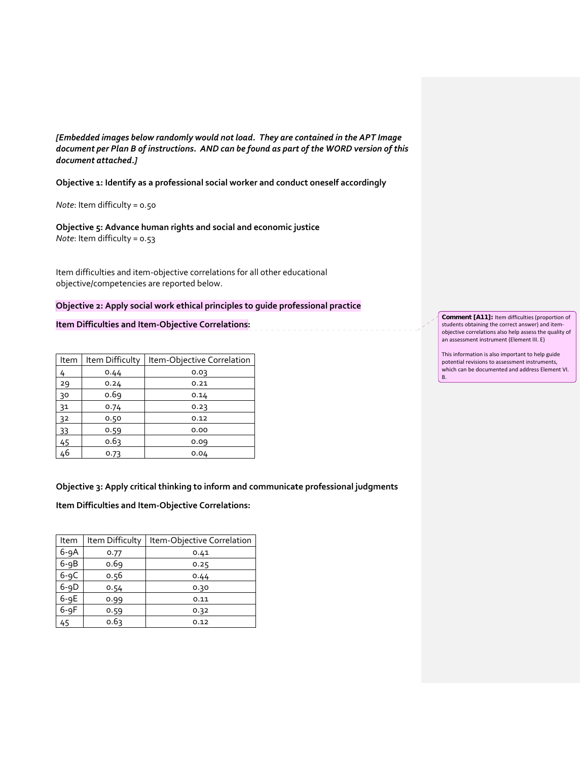*[Embedded images below randomly would not load. They are contained in the APT Image document per Plan B of instructions. AND can be found as part of the WORD version of this document attached.]*

**Objective 1: Identify as a professional social worker and conduct oneself accordingly**

*Note*: Item difficulty = 0.50

**Objective 5: Advance human rights and social and economic justice**
*Note*: Item difficulty = 0.53

Item difficulties and item-objective correlations for all other educational objective/competencies are reported below.

**Objective 2: Apply social work ethical principles to guide professional practice**

**Item Difficulties and Item-Objective Correlations:**

| Item | Item Difficulty | Item-Objective Correlation |
|---|---|---|
| 4 | 0.44 | 0.03 |
| 29 | 0.24 | 0.21 |
| 30 | 0.69 | 0.14 |
| 31 | 0.74 | 0.23 |
| 32 | 0.50 | 0.12 |
| 33 | 0.59 | 0.00 |
| 45 | 0.63 | 0.09 |
| 46 | 0.73 | 0.04 |

**Objective 3: Apply critical thinking to inform and communicate professional judgments**

**Item Difficulties and Item-Objective Correlations:**

| Item | Item Difficulty | Item-Objective Correlation |
|---|---|---|
| 6-9A | 0.77 | 0.41 |
| 6-9B | 0.69 | 0.25 |
| 6-9C | 0.56 | 0.44 |
| 6-9D | 0.54 | 0.30 |
| 6-9E | 0.99 | 0.11 |
| 6-9F | 0.59 | 0.32 |
| 45 | 0.63 | 0.12 |

**Comment [A11]:** Item difficulties (proportion of students obtaining the correct answer) and item-objective correlations also help assess the quality of an assessment instrument (Element III. E)

This information is also important to help guide potential revisions to assessment instruments, which can be documented and address Element VI. B.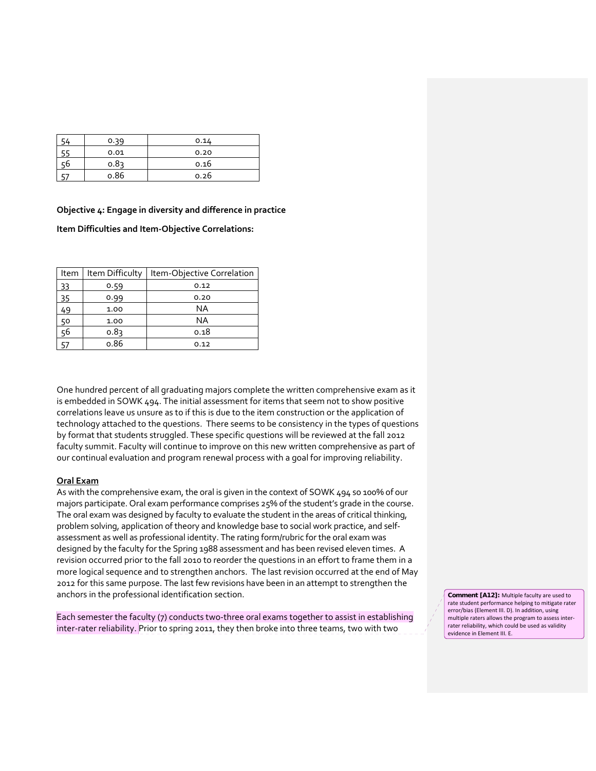| | | |
|---|---|---|
| 54 | 0.39 | 0.14 |
| 55 | 0.01 | 0.20 |
| 56 | 0.83 | 0.16 |
| 57 | 0.86 | 0.26 |

**Objective 4: Engage in diversity and difference in practice**

**Item Difficulties and Item-Objective Correlations:**

| Item | Item Difficulty | Item-Objective Correlation |
|---|---|---|
| 33 | 0.59 | 0.12 |
| 35 | 0.99 | 0.20 |
| 49 | 1.00 | NA |
| 50 | 1.00 | NA |
| 56 | 0.83 | 0.18 |
| 57 | 0.86 | 0.12 |

One hundred percent of all graduating majors complete the written comprehensive exam as it is embedded in SOWK 494. The initial assessment for items that seem not to show positive correlations leave us unsure as to if this is due to the item construction or the application of technology attached to the questions. There seems to be consistency in the types of questions by format that students struggled. These specific questions will be reviewed at the fall 2012 faculty summit. Faculty will continue to improve on this new written comprehensive as part of our continual evaluation and program renewal process with a goal for improving reliability.

**Oral Exam**

As with the comprehensive exam, the oral is given in the context of SOWK 494 so 100% of our majors participate. Oral exam performance comprises 25% of the student's grade in the course. The oral exam was designed by faculty to evaluate the student in the areas of critical thinking, problem solving, application of theory and knowledge base to social work practice, and self-assessment as well as professional identity. The rating form/rubric for the oral exam was designed by the faculty for the Spring 1988 assessment and has been revised eleven times. A revision occurred prior to the fall 2010 to reorder the questions in an effort to frame them in a more logical sequence and to strengthen anchors. The last revision occurred at the end of May 2012 for this same purpose. The last few revisions have been in an attempt to strengthen the anchors in the professional identification section.

Each semester the faculty (7) conducts two-three oral exams together to assist in establishing inter-rater reliability. Prior to spring 2011, they then broke into three teams, two with two

**Comment [A12]:** Multiple faculty are used to rate student performance helping to mitigate rater error/bias (Element III. D). In addition, using multiple raters allows the program to assess inter-rater reliability, which could be used as validity evidence in Element III. E.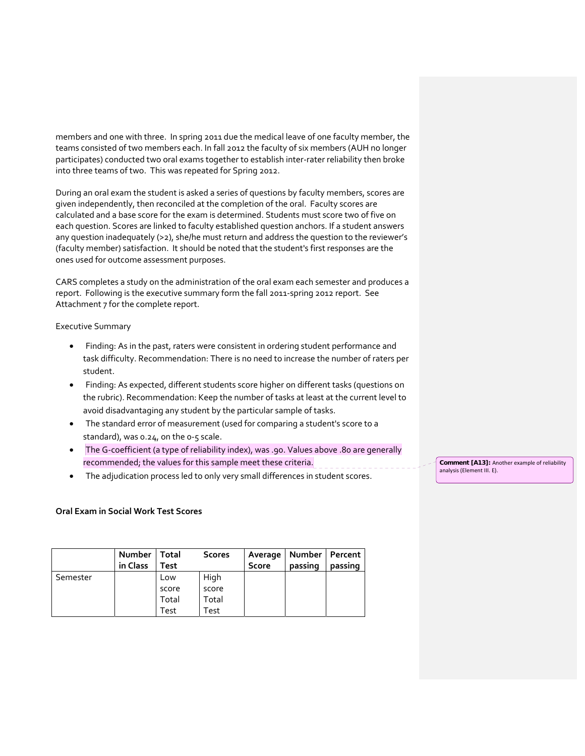members and one with three. In spring 2011 due the medical leave of one faculty member, the teams consisted of two members each. In fall 2012 the faculty of six members (AUH no longer participates) conducted two oral exams together to establish inter-rater reliability then broke into three teams of two. This was repeated for Spring 2012.

During an oral exam the student is asked a series of questions by faculty members, scores are given independently, then reconciled at the completion of the oral. Faculty scores are calculated and a base score for the exam is determined. Students must score two of five on each question. Scores are linked to faculty established question anchors. If a student answers any question inadequately (>2), she/he must return and address the question to the reviewer's (faculty member) satisfaction. It should be noted that the student's first responses are the ones used for outcome assessment purposes.

CARS completes a study on the administration of the oral exam each semester and produces a report. Following is the executive summary form the fall 2011-spring 2012 report. See Attachment 7 for the complete report.

Executive Summary

- Finding: As in the past, raters were consistent in ordering student performance and task difficulty. Recommendation: There is no need to increase the number of raters per student.
- Finding: As expected, different students score higher on different tasks (questions on the rubric). Recommendation: Keep the number of tasks at least at the current level to avoid disadvantaging any student by the particular sample of tasks.
- The standard error of measurement (used for comparing a student's score to a standard), was 0.24, on the 0-5 scale.
- The G-coefficient (a type of reliability index), was .90. Values above .80 are generally recommended; the values for this sample meet these criteria.
- The adjudication process led to only very small differences in student scores.

**Comment [A13]:** Another example of reliability analysis (Element III. E).

**Oral Exam in Social Work Test Scores**

| | Number in Class | Total Test | Scores | Average Score | Number passing | Percent passing |
|---|---|---|---|---|---|---|
| Semester | | Low score Total Test | High score Total Test | | | |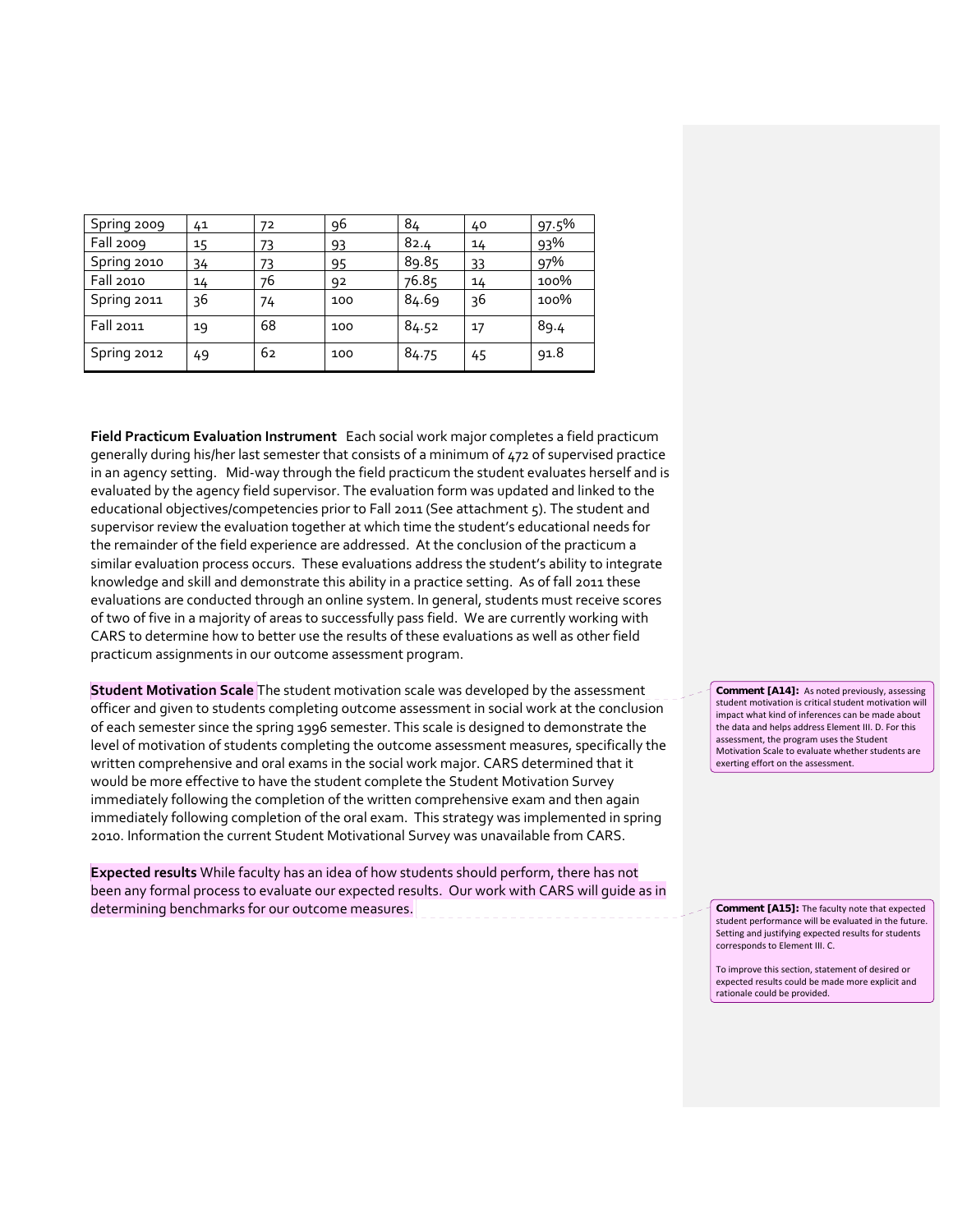| | | | | | | |
|---|---|---|---|---|---|---|
| Spring 2009 | 41 | 72 | 96 | 84 | 40 | 97.5% |
| Fall 2009 | 15 | 73 | 93 | 82.4 | 14 | 93% |
| Spring 2010 | 34 | 73 | 95 | 89.85 | 33 | 97% |
| Fall 2010 | 14 | 76 | 92 | 76.85 | 14 | 100% |
| Spring 2011 | 36 | 74 | 100 | 84.69 | 36 | 100% |
| Fall 2011 | 19 | 68 | 100 | 84.52 | 17 | 89.4 |
| Spring 2012 | 49 | 62 | 100 | 84.75 | 45 | 91.8 |

**Field Practicum Evaluation Instrument** Each social work major completes a field practicum generally during his/her last semester that consists of a minimum of 472 of supervised practice in an agency setting. Mid-way through the field practicum the student evaluates herself and is evaluated by the agency field supervisor. The evaluation form was updated and linked to the educational objectives/competencies prior to Fall 2011 (See attachment 5). The student and supervisor review the evaluation together at which time the student's educational needs for the remainder of the field experience are addressed. At the conclusion of the practicum a similar evaluation process occurs. These evaluations address the student's ability to integrate knowledge and skill and demonstrate this ability in a practice setting. As of fall 2011 these evaluations are conducted through an online system. In general, students must receive scores of two of five in a majority of areas to successfully pass field. We are currently working with CARS to determine how to better use the results of these evaluations as well as other field practicum assignments in our outcome assessment program.

**Student Motivation Scale** The student motivation scale was developed by the assessment officer and given to students completing outcome assessment in social work at the conclusion of each semester since the spring 1996 semester. This scale is designed to demonstrate the level of motivation of students completing the outcome assessment measures, specifically the written comprehensive and oral exams in the social work major. CARS determined that it would be more effective to have the student complete the Student Motivation Survey immediately following the completion of the written comprehensive exam and then again immediately following completion of the oral exam. This strategy was implemented in spring 2010. Information the current Student Motivational Survey was unavailable from CARS.

**Expected results** While faculty has an idea of how students should perform, there has not been any formal process to evaluate our expected results. Our work with CARS will guide as in determining benchmarks for our outcome measures.

**Comment [A14]:** As noted previously, assessing student motivation is critical student motivation will impact what kind of inferences can be made about the data and helps address Element III. D. For this assessment, the program uses the Student Motivation Scale to evaluate whether students are exerting effort on the assessment.

**Comment [A15]:** The faculty note that expected student performance will be evaluated in the future. Setting and justifying expected results for students corresponds to Element III. C.

To improve this section, statement of desired or expected results could be made more explicit and rationale could be provided.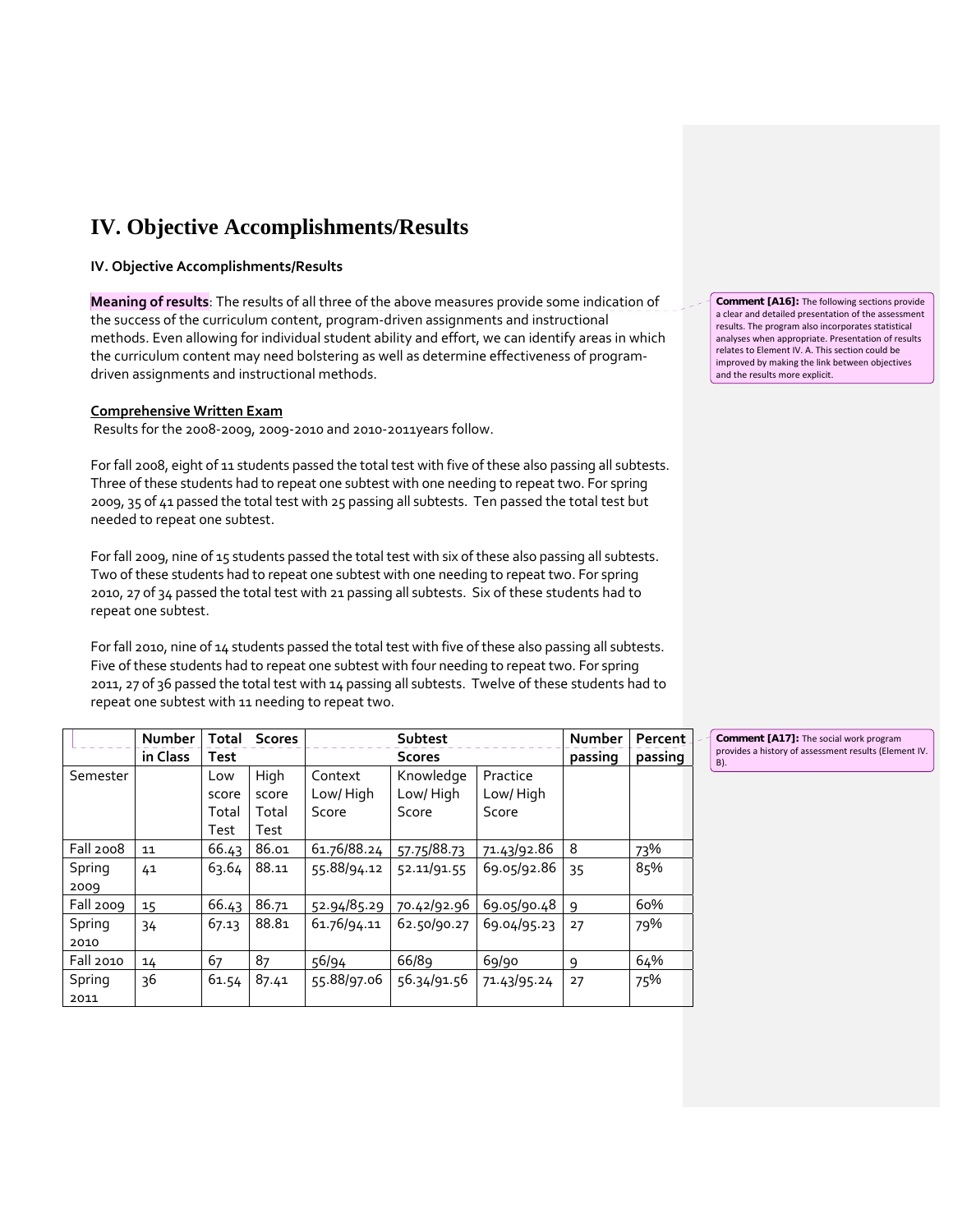# IV. Objective Accomplishments/Results

**IV. Objective Accomplishments/Results**

**Meaning of results**: The results of all three of the above measures provide some indication of the success of the curriculum content, program-driven assignments and instructional methods. Even allowing for individual student ability and effort, we can identify areas in which the curriculum content may need bolstering as well as determine effectiveness of program-driven assignments and instructional methods.

**Comment [A16]:** The following sections provide a clear and detailed presentation of the assessment results. The program also incorporates statistical analyses when appropriate. Presentation of results relates to Element IV. A. This section could be improved by making the link between objectives and the results more explicit.

**Comprehensive Written Exam**

Results for the 2008-2009, 2009-2010 and 2010-2011years follow.

For fall 2008, eight of 11 students passed the total test with five of these also passing all subtests. Three of these students had to repeat one subtest with one needing to repeat two. For spring 2009, 35 of 41 passed the total test with 25 passing all subtests. Ten passed the total test but needed to repeat one subtest.

For fall 2009, nine of 15 students passed the total test with six of these also passing all subtests. Two of these students had to repeat one subtest with one needing to repeat two. For spring 2010, 27 of 34 passed the total test with 21 passing all subtests. Six of these students had to repeat one subtest.

For fall 2010, nine of 14 students passed the total test with five of these also passing all subtests. Five of these students had to repeat one subtest with four needing to repeat two. For spring 2011, 27 of 36 passed the total test with 14 passing all subtests. Twelve of these students had to repeat one subtest with 11 needing to repeat two.

| | Number in Class | Total Test Scores | | Subtest Scores | | | Number passing | Percent passing |
|---|---|---|---|---|---|---|---|---|
| Semester | | Low score Total Test | High score Total Test | Context Low/ High Score | Knowledge Low/ High Score | Practice Low/ High Score | | |
| Fall 2008 | 11 | 66.43 | 86.01 | 61.76/88.24 | 57.75/88.73 | 71.43/92.86 | 8 | 73% |
| Spring 2009 | 41 | 63.64 | 88.11 | 55.88/94.12 | 52.11/91.55 | 69.05/92.86 | 35 | 85% |
| Fall 2009 | 15 | 66.43 | 86.71 | 52.94/85.29 | 70.42/92.96 | 69.05/90.48 | 9 | 60% |
| Spring 2010 | 34 | 67.13 | 88.81 | 61.76/94.11 | 62.50/90.27 | 69.04/95.23 | 27 | 79% |
| Fall 2010 | 14 | 67 | 87 | 56/94 | 66/89 | 69/90 | 9 | 64% |
| Spring 2011 | 36 | 61.54 | 87.41 | 55.88/97.06 | 56.34/91.56 | 71.43/95.24 | 27 | 75% |

**Comment [A17]:** The social work program provides a history of assessment results (Element IV. B).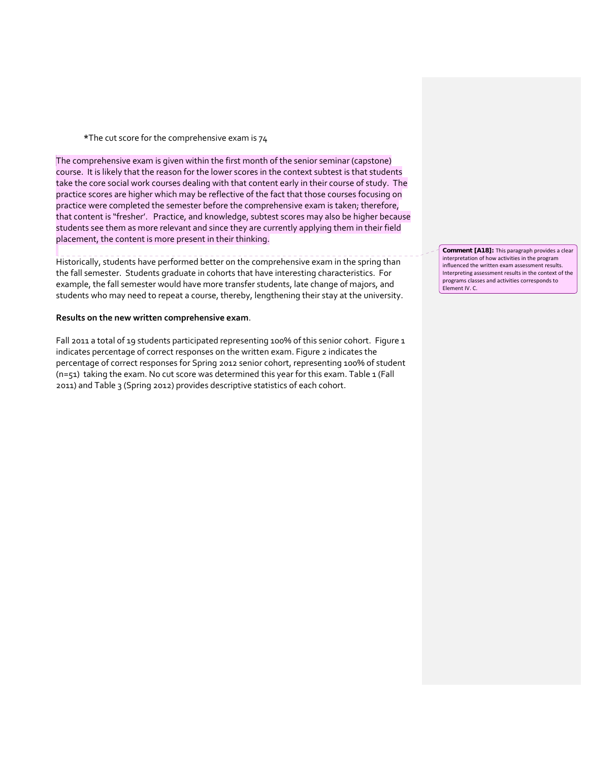*The cut score for the comprehensive exam is 74

The comprehensive exam is given within the first month of the senior seminar (capstone) course. It is likely that the reason for the lower scores in the context subtest is that students take the core social work courses dealing with that content early in their course of study. The practice scores are higher which may be reflective of the fact that those courses focusing on practice were completed the semester before the comprehensive exam is taken; therefore, that content is "fresher'. Practice, and knowledge, subtest scores may also be higher because students see them as more relevant and since they are currently applying them in their field placement, the content is more present in their thinking.

Comment [A18]: This paragraph provides a clear interpretation of how activities in the program influenced the written exam assessment results. Interpreting assessment results in the context of the programs classes and activities corresponds to Element IV. C.

Historically, students have performed better on the comprehensive exam in the spring than the fall semester. Students graduate in cohorts that have interesting characteristics. For example, the fall semester would have more transfer students, late change of majors, and students who may need to repeat a course, thereby, lengthening their stay at the university.

**Results on the new written comprehensive exam**.

Fall 2011 a total of 19 students participated representing 100% of this senior cohort. Figure 1 indicates percentage of correct responses on the written exam. Figure 2 indicates the percentage of correct responses for Spring 2012 senior cohort, representing 100% of student (n=51) taking the exam. No cut score was determined this year for this exam. Table 1 (Fall 2011) and Table 3 (Spring 2012) provides descriptive statistics of each cohort.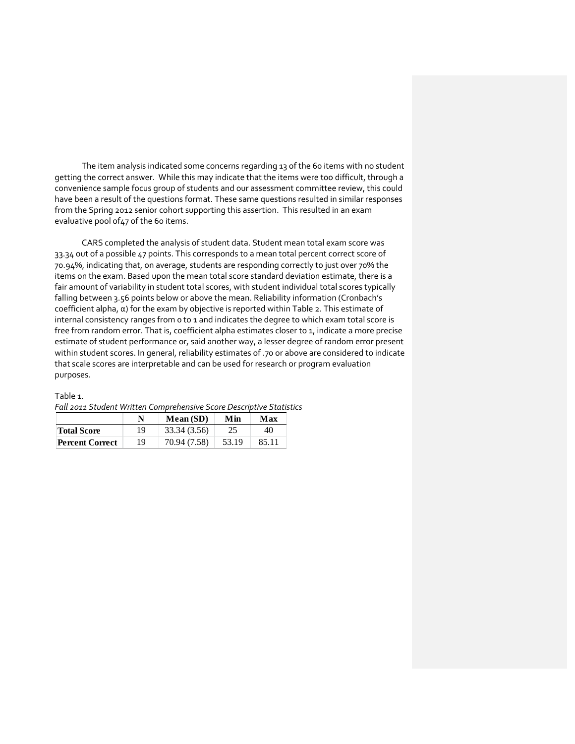The item analysis indicated some concerns regarding 13 of the 60 items with no student getting the correct answer. While this may indicate that the items were too difficult, through a convenience sample focus group of students and our assessment committee review, this could have been a result of the questions format. These same questions resulted in similar responses from the Spring 2012 senior cohort supporting this assertion. This resulted in an exam evaluative pool of47 of the 60 items.

CARS completed the analysis of student data. Student mean total exam score was 33.34 out of a possible 47 points. This corresponds to a mean total percent correct score of 70.94%, indicating that, on average, students are responding correctly to just over 70% the items on the exam. Based upon the mean total score standard deviation estimate, there is a fair amount of variability in student total scores, with student individual total scores typically falling between 3.56 points below or above the mean. Reliability information (Cronbach's coefficient alpha, α) for the exam by objective is reported within Table 2. This estimate of internal consistency ranges from 0 to 1 and indicates the degree to which exam total score is free from random error. That is, coefficient alpha estimates closer to 1, indicate a more precise estimate of student performance or, said another way, a lesser degree of random error present within student scores. In general, reliability estimates of .70 or above are considered to indicate that scale scores are interpretable and can be used for research or program evaluation purposes.

Table 1.

*Fall 2011 Student Written Comprehensive Score Descriptive Statistics*

| | N | Mean (SD) | Min | Max |
|---|---|---|---|---|
| **Total Score** | 19 | 33.34 (3.56) | 25 | 40 |
| **Percent Correct** | 19 | 70.94 (7.58) | 53.19 | 85.11 |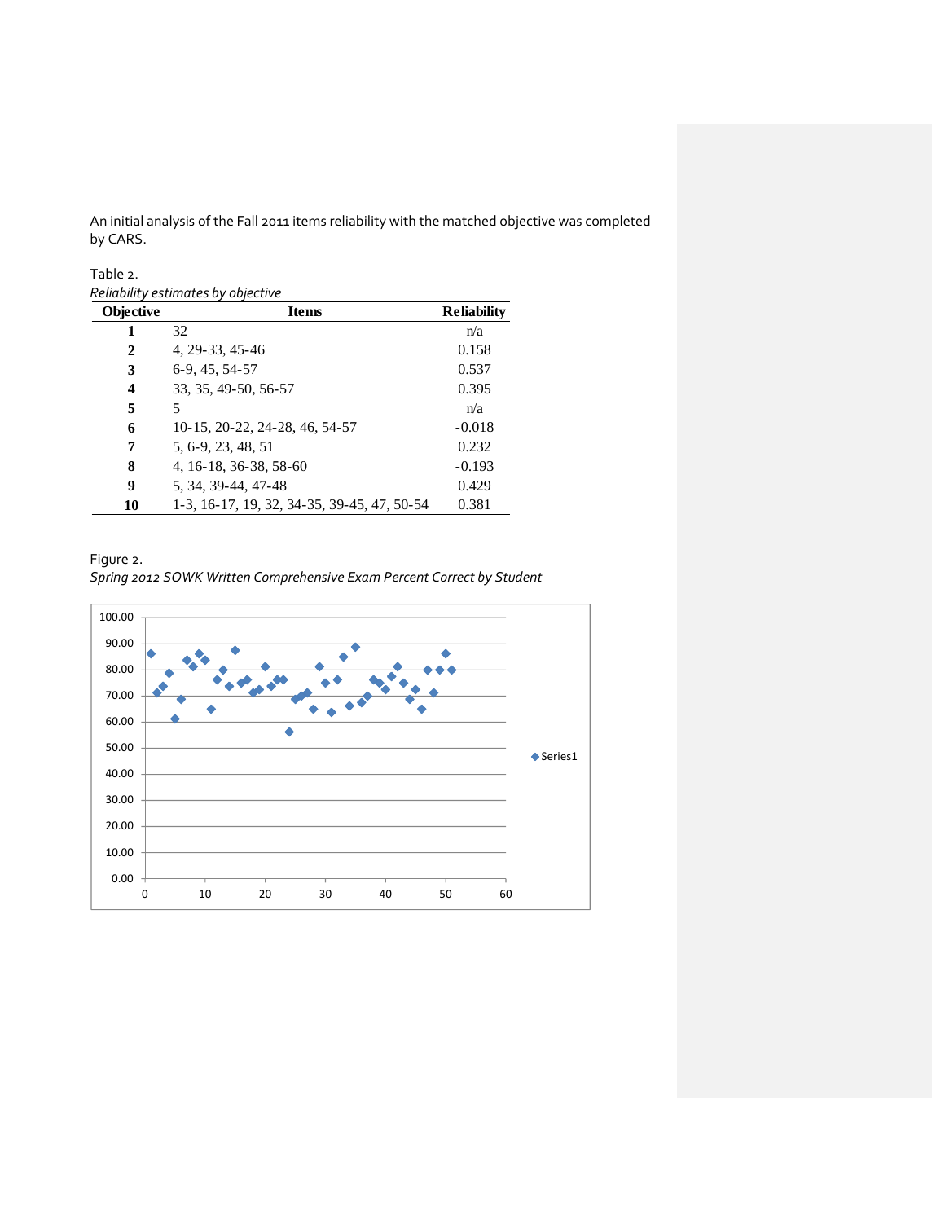An initial analysis of the Fall 2011 items reliability with the matched objective was completed by CARS.

Table 2.

*Reliability estimates by objective*

| Objective | Items | Reliability |
|---|---|---|
| **1** | 32 | n/a |
| **2** | 4, 29-33, 45-46 | 0.158 |
| **3** | 6-9, 45, 54-57 | 0.537 |
| **4** | 33, 35, 49-50, 56-57 | 0.395 |
| **5** | 5 | n/a |
| **6** | 10-15, 20-22, 24-28, 46, 54-57 | -0.018 |
| **7** | 5, 6-9, 23, 48, 51 | 0.232 |
| **8** | 4, 16-18, 36-38, 58-60 | -0.193 |
| **9** | 5, 34, 39-44, 47-48 | 0.429 |
| **10** | 1-3, 16-17, 19, 32, 34-35, 39-45, 47, 50-54 | 0.381 |

Figure 2.

*Spring 2012 SOWK Written Comprehensive Exam Percent Correct by Student*

100.00
90.00
80.00
70.00
60.00
50.00
40.00
30.00
20.00
10.00
0.00

0 10 20 30 40 50 60

Series1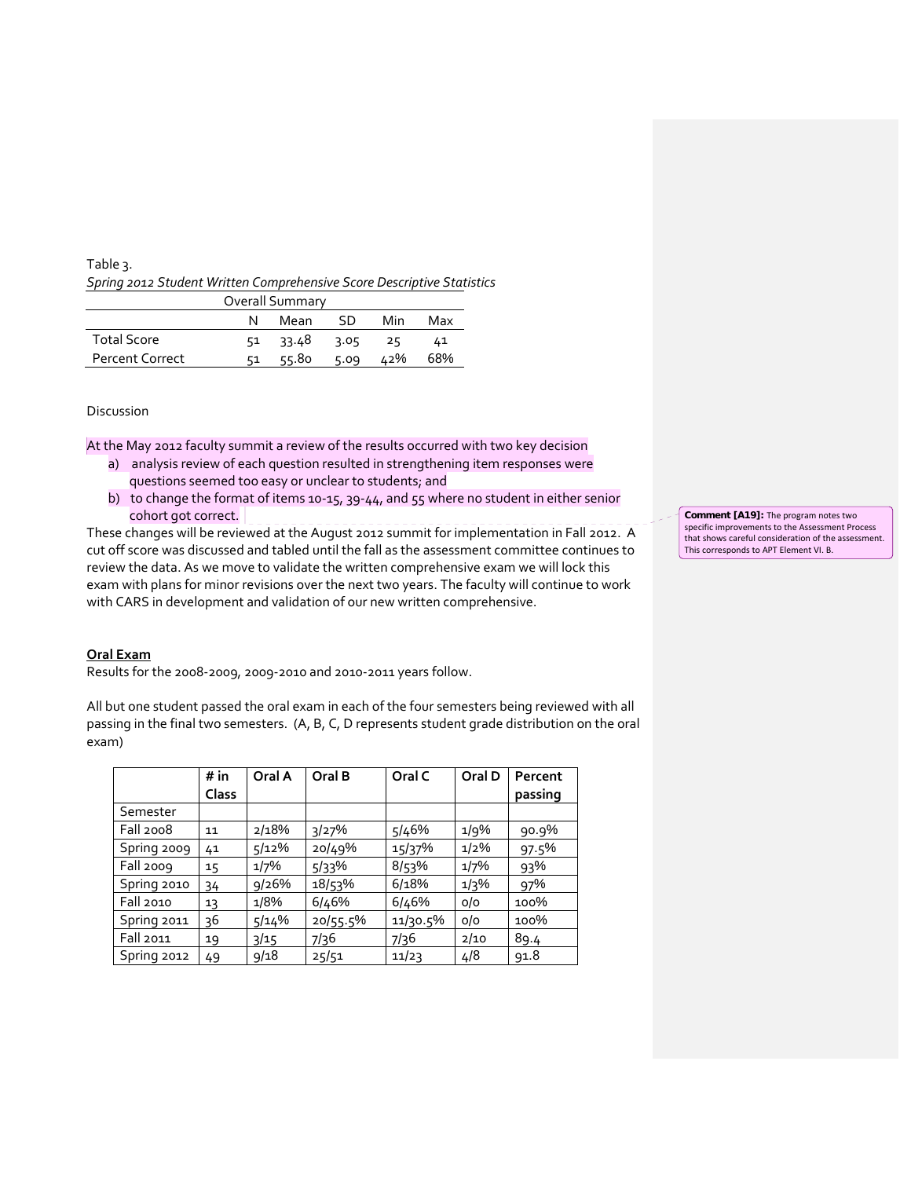Table 3.

*Spring 2012 Student Written Comprehensive Score Descriptive Statistics*

| Overall Summary | | | | | |
|---|---|---|---|---|---|
| | N | Mean | SD | Min | Max |
| Total Score | 51 | 33.48 | 3.05 | 25 | 41 |
| Percent Correct | 51 | 55.80 | 5.09 | 42% | 68% |

Discussion

At the May 2012 faculty summit a review of the results occurred with two key decision

a) analysis review of each question resulted in strengthening item responses were questions seemed too easy or unclear to students; and
b) to change the format of items 10-15, 39-44, and 55 where no student in either senior cohort got correct.

These changes will be reviewed at the August 2012 summit for implementation in Fall 2012. A cut off score was discussed and tabled until the fall as the assessment committee continues to review the data. As we move to validate the written comprehensive exam we will lock this exam with plans for minor revisions over the next two years. The faculty will continue to work with CARS in development and validation of our new written comprehensive.

**Comment [A19]:** The program notes two specific improvements to the Assessment Process that shows careful consideration of the assessment. This corresponds to APT Element VI. B.

**Oral Exam**

Results for the 2008-2009, 2009-2010 and 2010-2011 years follow.

All but one student passed the oral exam in each of the four semesters being reviewed with all passing in the final two semesters. (A, B, C, D represents student grade distribution on the oral exam)

| | # in Class | Oral A | Oral B | Oral C | Oral D | Percent passing |
|---|---|---|---|---|---|---|
| Semester | | | | | | |
| Fall 2008 | 11 | 2/18% | 3/27% | 5/46% | 1/9% | 90.9% |
| Spring 2009 | 41 | 5/12% | 20/49% | 15/37% | 1/2% | 97.5% |
| Fall 2009 | 15 | 1/7% | 5/33% | 8/53% | 1/7% | 93% |
| Spring 2010 | 34 | 9/26% | 18/53% | 6/18% | 1/3% | 97% |
| Fall 2010 | 13 | 1/8% | 6/46% | 6/46% | 0/0 | 100% |
| Spring 2011 | 36 | 5/14% | 20/55.5% | 11/30.5% | 0/0 | 100% |
| Fall 2011 | 19 | 3/15 | 7/36 | 7/36 | 2/10 | 89.4 |
| Spring 2012 | 49 | 9/18 | 25/51 | 11/23 | 4/8 | 91.8 |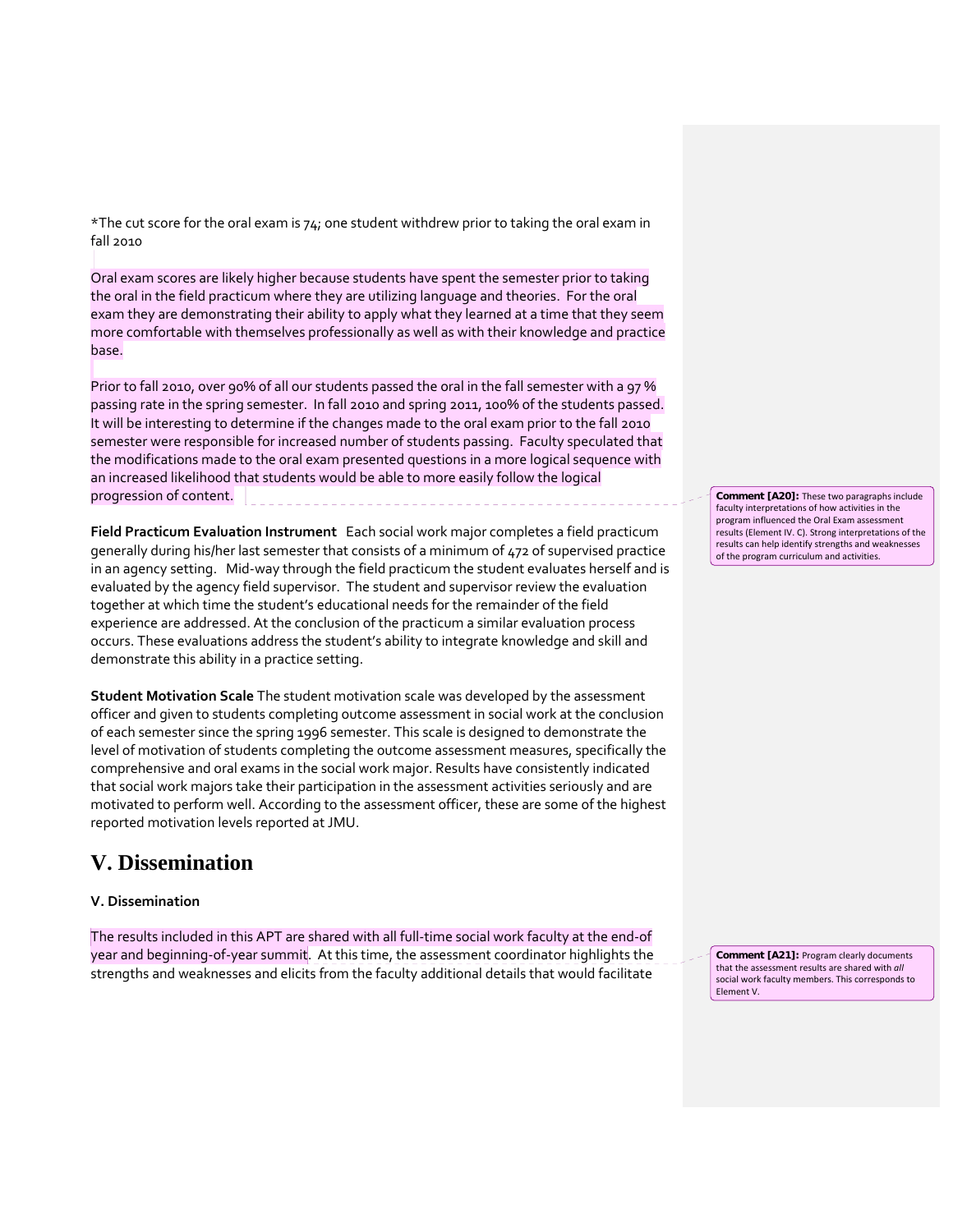*The cut score for the oral exam is 74; one student withdrew prior to taking the oral exam in fall 2010

Oral exam scores are likely higher because students have spent the semester prior to taking the oral in the field practicum where they are utilizing language and theories. For the oral exam they are demonstrating their ability to apply what they learned at a time that they seem more comfortable with themselves professionally as well as with their knowledge and practice base.

Prior to fall 2010, over 90% of all our students passed the oral in the fall semester with a 97 % passing rate in the spring semester. In fall 2010 and spring 2011, 100% of the students passed. It will be interesting to determine if the changes made to the oral exam prior to the fall 2010 semester were responsible for increased number of students passing. Faculty speculated that the modifications made to the oral exam presented questions in a more logical sequence with an increased likelihood that students would be able to more easily follow the logical progression of content.

> **Comment [A20]:** These two paragraphs include faculty interpretations of how activities in the program influenced the Oral Exam assessment results (Element IV. C). Strong interpretations of the results can help identify strengths and weaknesses of the program curriculum and activities.

**Field Practicum Evaluation Instrument** Each social work major completes a field practicum generally during his/her last semester that consists of a minimum of 472 of supervised practice in an agency setting. Mid-way through the field practicum the student evaluates herself and is evaluated by the agency field supervisor. The student and supervisor review the evaluation together at which time the student's educational needs for the remainder of the field experience are addressed. At the conclusion of the practicum a similar evaluation process occurs. These evaluations address the student's ability to integrate knowledge and skill and demonstrate this ability in a practice setting.

**Student Motivation Scale** The student motivation scale was developed by the assessment officer and given to students completing outcome assessment in social work at the conclusion of each semester since the spring 1996 semester. This scale is designed to demonstrate the level of motivation of students completing the outcome assessment measures, specifically the comprehensive and oral exams in the social work major. Results have consistently indicated that social work majors take their participation in the assessment activities seriously and are motivated to perform well. According to the assessment officer, these are some of the highest reported motivation levels reported at JMU.

# V. Dissemination

**V. Dissemination**

The results included in this APT are shared with all full-time social work faculty at the end-of year and beginning-of-year summit. At this time, the assessment coordinator highlights the strengths and weaknesses and elicits from the faculty additional details that would facilitate

> **Comment [A21]:** Program clearly documents that the assessment results are shared with *all* social work faculty members. This corresponds to Element V.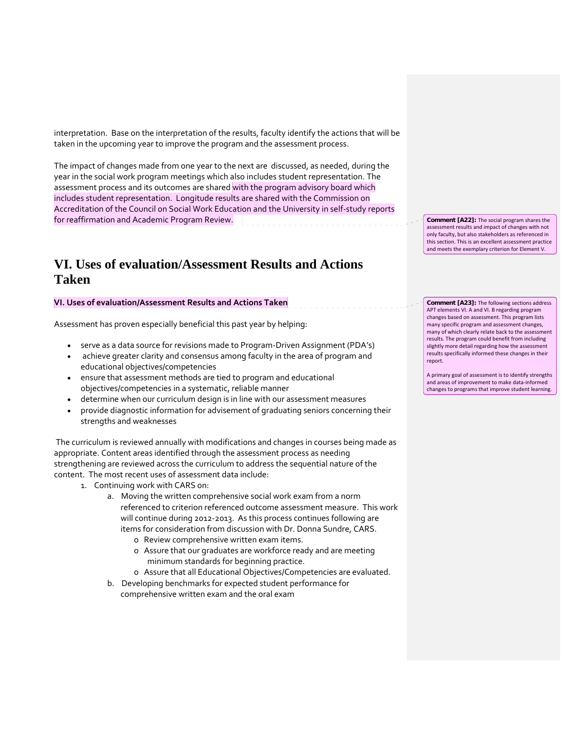interpretation. Base on the interpretation of the results, faculty identify the actions that will be taken in the upcoming year to improve the program and the assessment process.

The impact of changes made from one year to the next are discussed, as needed, during the year in the social work program meetings which also includes student representation. The assessment process and its outcomes are shared with the program advisory board which includes student representation. Longitude results are shared with the Commission on Accreditation of the Council on Social Work Education and the University in self-study reports for reaffirmation and Academic Program Review.

**Comment [A22]:** The social program shares the assessment results and impact of changes with not only faculty, but also stakeholders as referenced in this section. This is an excellent assessment practice and meets the exemplary criterion for Element V.

# VI. Uses of evaluation/Assessment Results and Actions Taken

**VI. Uses of evaluation/Assessment Results and Actions Taken**

**Comment [A23]:** The following sections address APT elements VI. A and VI. B regarding program changes based on assessment. This program lists many specific program and assessment changes, many of which clearly relate back to the assessment results. The program could benefit from including slightly more detail regarding how the assessment results specifically informed these changes in their report.

A primary goal of assessment is to identify strengths and areas of improvement to make data-informed changes to programs that improve student learning.

Assessment has proven especially beneficial this past year by helping:

- serve as a data source for revisions made to Program-Driven Assignment (PDA's)
- achieve greater clarity and consensus among faculty in the area of program and educational objectives/competencies
- ensure that assessment methods are tied to program and educational objectives/competencies in a systematic, reliable manner
- determine when our curriculum design is in line with our assessment measures
- provide diagnostic information for advisement of graduating seniors concerning their strengths and weaknesses

The curriculum is reviewed annually with modifications and changes in courses being made as appropriate. Content areas identified through the assessment process as needing strengthening are reviewed across the curriculum to address the sequential nature of the content. The most recent uses of assessment data include:

1. Continuing work with CARS on:
    a. Moving the written comprehensive social work exam from a norm referenced to criterion referenced outcome assessment measure. This work will continue during 2012-2013. As this process continues following are items for consideration from discussion with Dr. Donna Sundre, CARS.
        - Review comprehensive written exam items.
        - Assure that our graduates are workforce ready and are meeting minimum standards for beginning practice.
        - Assure that all Educational Objectives/Competencies are evaluated.
    b. Developing benchmarks for expected student performance for comprehensive written exam and the oral exam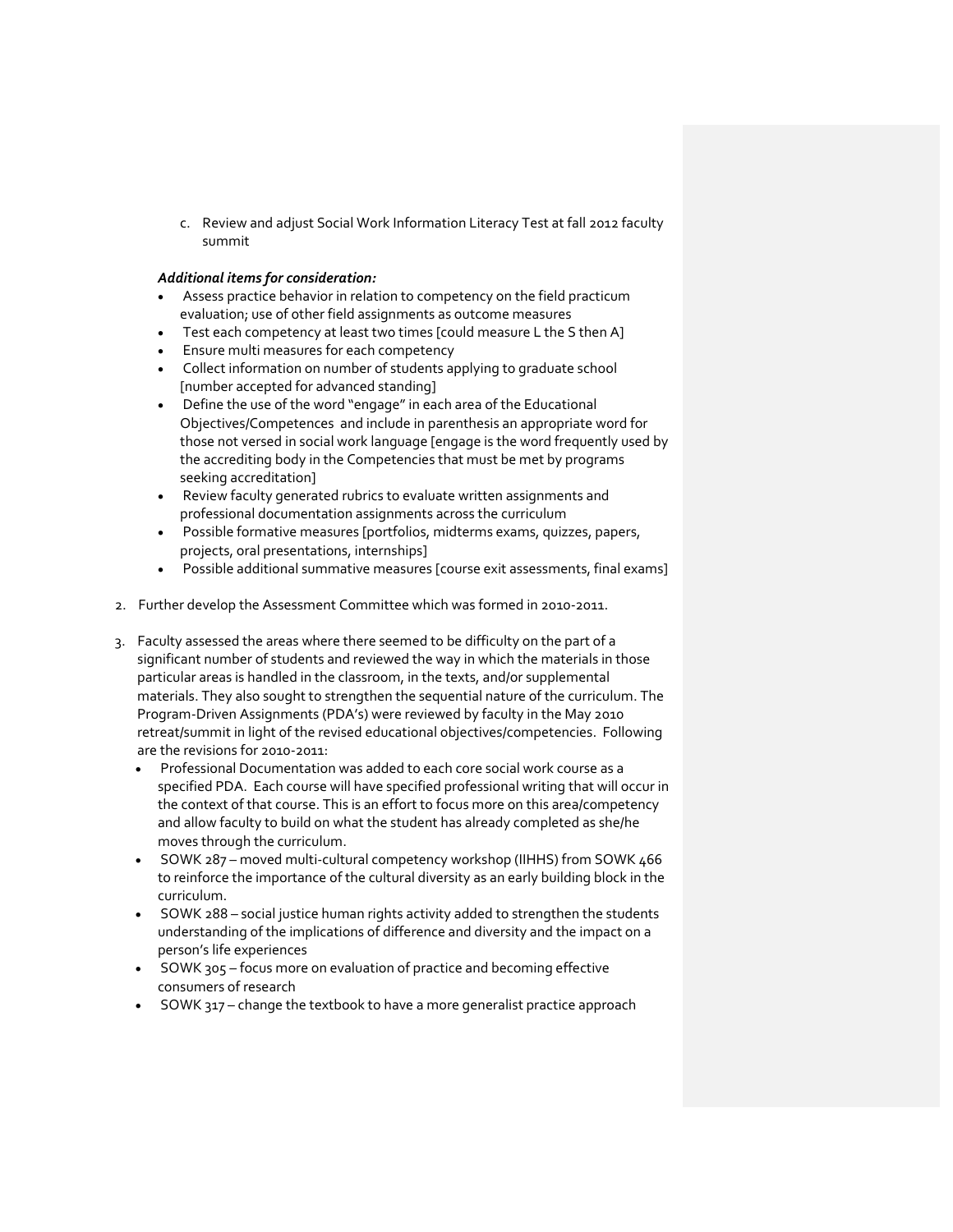c. Review and adjust Social Work Information Literacy Test at fall 2012 faculty summit

***Additional items for consideration:***

- Assess practice behavior in relation to competency on the field practicum evaluation; use of other field assignments as outcome measures
- Test each competency at least two times [could measure L the S then A]
- Ensure multi measures for each competency
- Collect information on number of students applying to graduate school [number accepted for advanced standing]
- Define the use of the word "engage" in each area of the Educational Objectives/Competences and include in parenthesis an appropriate word for those not versed in social work language [engage is the word frequently used by the accrediting body in the Competencies that must be met by programs seeking accreditation]
- Review faculty generated rubrics to evaluate written assignments and professional documentation assignments across the curriculum
- Possible formative measures [portfolios, midterms exams, quizzes, papers, projects, oral presentations, internships]
- Possible additional summative measures [course exit assessments, final exams]

2. Further develop the Assessment Committee which was formed in 2010-2011.

3. Faculty assessed the areas where there seemed to be difficulty on the part of a significant number of students and reviewed the way in which the materials in those particular areas is handled in the classroom, in the texts, and/or supplemental materials. They also sought to strengthen the sequential nature of the curriculum. The Program-Driven Assignments (PDA's) were reviewed by faculty in the May 2010 retreat/summit in light of the revised educational objectives/competencies. Following are the revisions for 2010-2011:
   - Professional Documentation was added to each core social work course as a specified PDA. Each course will have specified professional writing that will occur in the context of that course. This is an effort to focus more on this area/competency and allow faculty to build on what the student has already completed as she/he moves through the curriculum.
   - SOWK 287 – moved multi-cultural competency workshop (IIHHS) from SOWK 466 to reinforce the importance of the cultural diversity as an early building block in the curriculum.
   - SOWK 288 – social justice human rights activity added to strengthen the students understanding of the implications of difference and diversity and the impact on a person's life experiences
   - SOWK 305 – focus more on evaluation of practice and becoming effective consumers of research
   - SOWK 317 – change the textbook to have a more generalist practice approach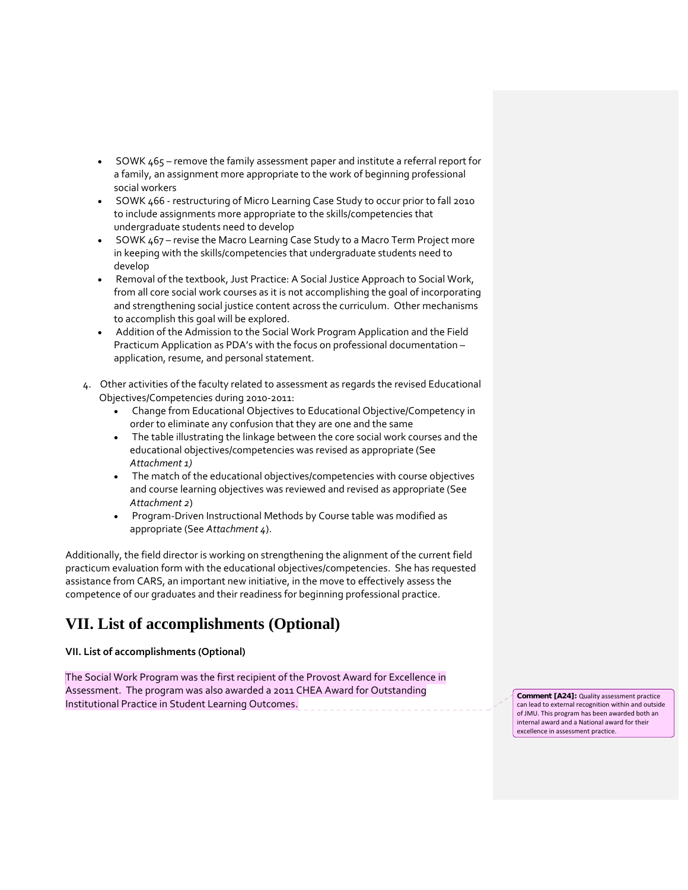- SOWK 465 – remove the family assessment paper and institute a referral report for a family, an assignment more appropriate to the work of beginning professional social workers
- SOWK 466 - restructuring of Micro Learning Case Study to occur prior to fall 2010 to include assignments more appropriate to the skills/competencies that undergraduate students need to develop
- SOWK 467 – revise the Macro Learning Case Study to a Macro Term Project more in keeping with the skills/competencies that undergraduate students need to develop
- Removal of the textbook, Just Practice: A Social Justice Approach to Social Work, from all core social work courses as it is not accomplishing the goal of incorporating and strengthening social justice content across the curriculum. Other mechanisms to accomplish this goal will be explored.
- Addition of the Admission to the Social Work Program Application and the Field Practicum Application as PDA's with the focus on professional documentation – application, resume, and personal statement.

4. Other activities of the faculty related to assessment as regards the revised Educational Objectives/Competencies during 2010-2011:
   - Change from Educational Objectives to Educational Objective/Competency in order to eliminate any confusion that they are one and the same
   - The table illustrating the linkage between the core social work courses and the educational objectives/competencies was revised as appropriate (See *Attachment 1)*
   - The match of the educational objectives/competencies with course objectives and course learning objectives was reviewed and revised as appropriate (See *Attachment 2*)
   - Program-Driven Instructional Methods by Course table was modified as appropriate (See *Attachment 4*).

Additionally, the field director is working on strengthening the alignment of the current field practicum evaluation form with the educational objectives/competencies. She has requested assistance from CARS, an important new initiative, in the move to effectively assess the competence of our graduates and their readiness for beginning professional practice.

# VII. List of accomplishments (Optional)

**VII. List of accomplishments (Optional)**

The Social Work Program was the first recipient of the Provost Award for Excellence in Assessment. The program was also awarded a 2011 CHEA Award for Outstanding Institutional Practice in Student Learning Outcomes.

**Comment [A24]:** Quality assessment practice can lead to external recognition within and outside of JMU. This program has been awarded both an internal award and a National award for their excellence in assessment practice.